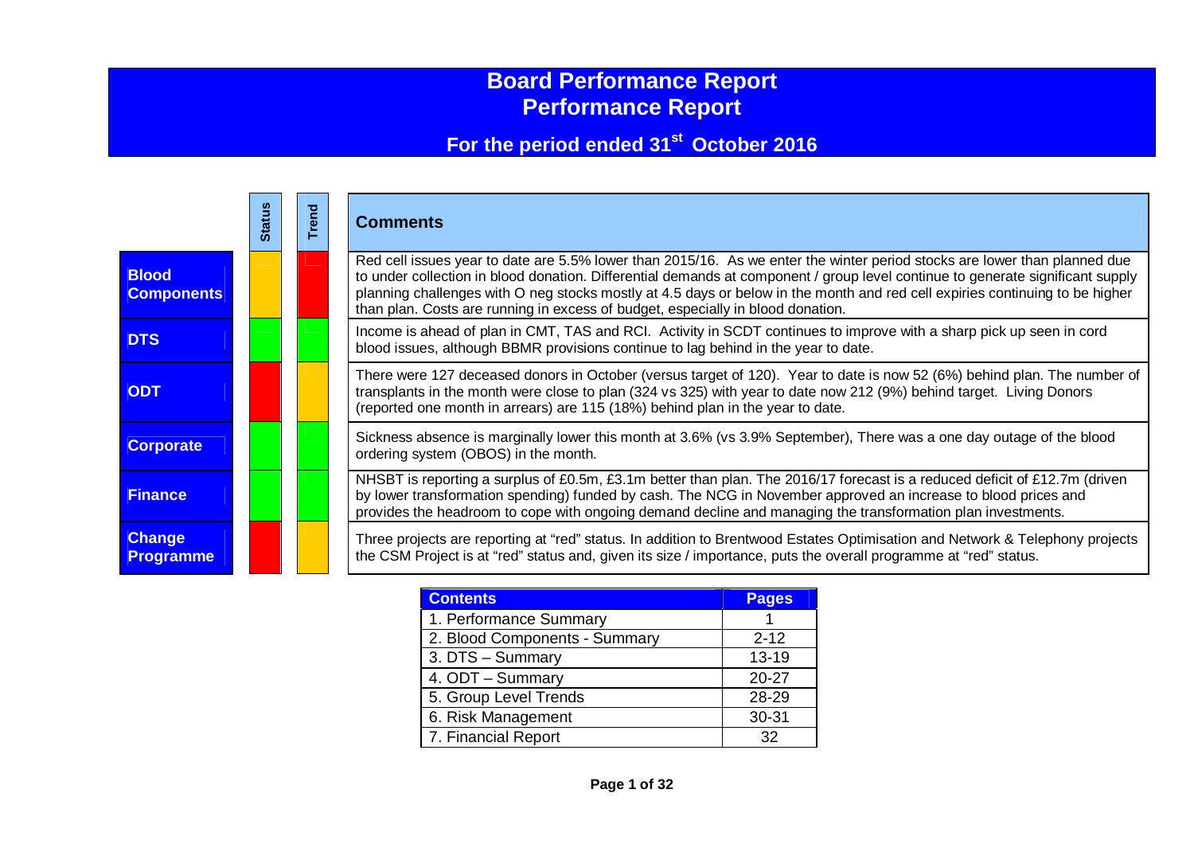# Board Performance Report
# Performance Report

## For the period ended 31st October 2016

| | Status | Trend | Comments |
|---|---|---|---|
| **Blood Components** | Amber | Red | Red cell issues year to date are 5.5% lower than 2015/16. As we enter the winter period stocks are lower than planned due to under collection in blood donation. Differential demands at component / group level continue to generate significant supply planning challenges with O neg stocks mostly at 4.5 days or below in the month and red cell expiries continuing to be higher than plan. Costs are running in excess of budget, especially in blood donation. |
| **DTS** | Green | Green | Income is ahead of plan in CMT, TAS and RCI. Activity in SCDT continues to improve with a sharp pick up seen in cord blood issues, although BBMR provisions continue to lag behind in the year to date. |
| **ODT** | Red | Amber | There were 127 deceased donors in October (versus target of 120). Year to date is now 52 (6%) behind plan. The number of transplants in the month were close to plan (324 vs 325) with year to date now 212 (9%) behind target. Living Donors (reported one month in arrears) are 115 (18%) behind plan in the year to date. |
| **Corporate** | Green | Green | Sickness absence is marginally lower this month at 3.6% (vs 3.9% September), There was a one day outage of the blood ordering system (OBOS) in the month. |
| **Finance** | Green | Green | NHSBT is reporting a surplus of £0.5m, £3.1m better than plan. The 2016/17 forecast is a reduced deficit of £12.7m (driven by lower transformation spending) funded by cash. The NCG in November approved an increase to blood prices and provides the headroom to cope with ongoing demand decline and managing the transformation plan investments. |
| **Change Programme** | Red | Amber | Three projects are reporting at "red" status. In addition to Brentwood Estates Optimisation and Network & Telephony projects the CSM Project is at "red" status and, given its size / importance, puts the overall programme at "red" status. |

| Contents | Pages |
|---|---|
| 1. Performance Summary | 1 |
| 2. Blood Components - Summary | 2-12 |
| 3. DTS – Summary | 13-19 |
| 4. ODT – Summary | 20-27 |
| 5. Group Level Trends | 28-29 |
| 6. Risk Management | 30-31 |
| 7. Financial Report | 32 |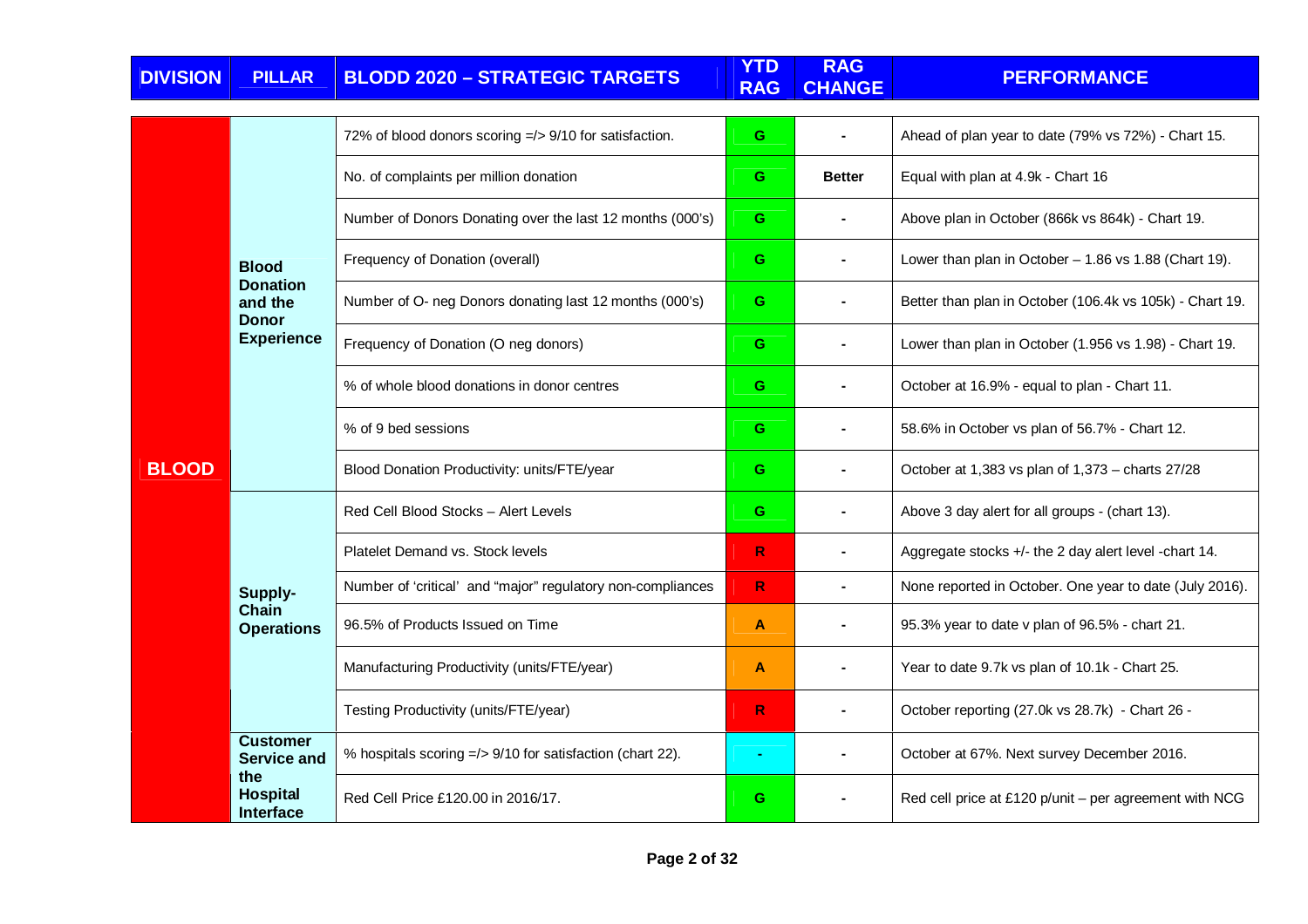| DIVISION | PILLAR | BLODD 2020 – STRATEGIC TARGETS | YTD RAG | RAG CHANGE | PERFORMANCE |
|---|---|---|---|---|---|
| BLOOD | Blood Donation and the Donor Experience | 72% of blood donors scoring =/> 9/10 for satisfaction. | G | - | Ahead of plan year to date (79% vs 72%) - Chart 15. |
| | | No. of complaints per million donation | G | Better | Equal with plan at 4.9k - Chart 16 |
| | | Number of Donors Donating over the last 12 months (000's) | G | - | Above plan in October (866k vs 864k) - Chart 19. |
| | | Frequency of Donation (overall) | G | - | Lower than plan in October – 1.86 vs 1.88 (Chart 19). |
| | | Number of O- neg Donors donating last 12 months (000's) | G | - | Better than plan in October (106.4k vs 105k) - Chart 19. |
| | | Frequency of Donation (O neg donors) | G | - | Lower than plan in October (1.956 vs 1.98) - Chart 19. |
| | | % of whole blood donations in donor centres | G | - | October at 16.9% - equal to plan - Chart 11. |
| | | % of 9 bed sessions | G | - | 58.6% in October vs plan of 56.7% - Chart 12. |
| | | Blood Donation Productivity: units/FTE/year | G | - | October at 1,383 vs plan of 1,373 – charts 27/28 |
| | Supply-Chain Operations | Red Cell Blood Stocks – Alert Levels | G | - | Above 3 day alert for all groups - (chart 13). |
| | | Platelet Demand vs. Stock levels | R | - | Aggregate stocks +/- the 2 day alert level -chart 14. |
| | | Number of 'critical' and "major" regulatory non-compliances | R | - | None reported in October. One year to date (July 2016). |
| | | 96.5% of Products Issued on Time | A | - | 95.3% year to date v plan of 96.5% - chart 21. |
| | | Manufacturing Productivity (units/FTE/year) | A | - | Year to date 9.7k vs plan of 10.1k - Chart 25. |
| | | Testing Productivity (units/FTE/year) | R | - | October reporting (27.0k vs 28.7k) - Chart 26 - |
| | Customer Service and the Hospital Interface | % hospitals scoring =/> 9/10 for satisfaction (chart 22). | - | - | October at 67%. Next survey December 2016. |
| | | Red Cell Price £120.00 in 2016/17. | G | - | Red cell price at £120 p/unit – per agreement with NCG |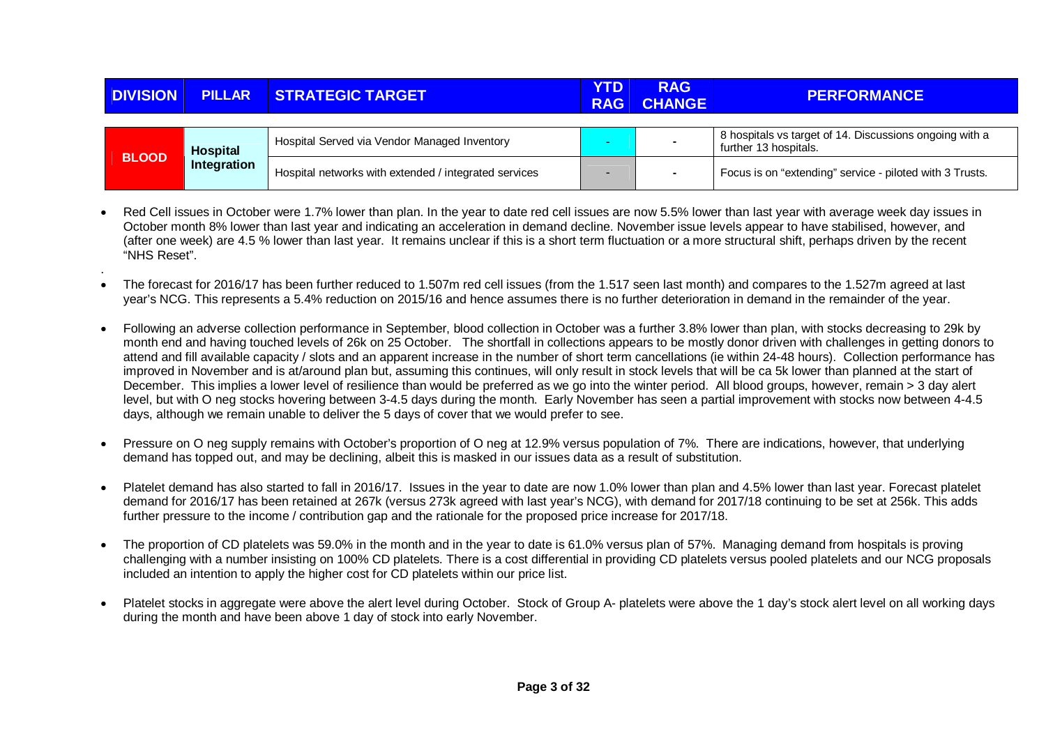| DIVISION | PILLAR | STRATEGIC TARGET | YTD RAG | RAG CHANGE | PERFORMANCE |
|---|---|---|---|---|---|
| BLOOD | Hospital Integration | Hospital Served via Vendor Managed Inventory | - | - | 8 hospitals vs target of 14. Discussions ongoing with a further 13 hospitals. |
| | | Hospital networks with extended / integrated services | - | - | Focus is on "extending" service - piloted with 3 Trusts. |

- Red Cell issues in October were 1.7% lower than plan. In the year to date red cell issues are now 5.5% lower than last year with average week day issues in October month 8% lower than last year and indicating an acceleration in demand decline. November issue levels appear to have stabilised, however, and (after one week) are 4.5 % lower than last year. It remains unclear if this is a short term fluctuation or a more structural shift, perhaps driven by the recent "NHS Reset".

.

- The forecast for 2016/17 has been further reduced to 1.507m red cell issues (from the 1.517 seen last month) and compares to the 1.527m agreed at last year's NCG. This represents a 5.4% reduction on 2015/16 and hence assumes there is no further deterioration in demand in the remainder of the year.

- Following an adverse collection performance in September, blood collection in October was a further 3.8% lower than plan, with stocks decreasing to 29k by month end and having touched levels of 26k on 25 October. The shortfall in collections appears to be mostly donor driven with challenges in getting donors to attend and fill available capacity / slots and an apparent increase in the number of short term cancellations (ie within 24-48 hours). Collection performance has improved in November and is at/around plan but, assuming this continues, will only result in stock levels that will be ca 5k lower than planned at the start of December. This implies a lower level of resilience than would be preferred as we go into the winter period. All blood groups, however, remain > 3 day alert level, but with O neg stocks hovering between 3-4.5 days during the month. Early November has seen a partial improvement with stocks now between 4-4.5 days, although we remain unable to deliver the 5 days of cover that we would prefer to see.

- Pressure on O neg supply remains with October's proportion of O neg at 12.9% versus population of 7%. There are indications, however, that underlying demand has topped out, and may be declining, albeit this is masked in our issues data as a result of substitution.

- Platelet demand has also started to fall in 2016/17. Issues in the year to date are now 1.0% lower than plan and 4.5% lower than last year. Forecast platelet demand for 2016/17 has been retained at 267k (versus 273k agreed with last year's NCG), with demand for 2017/18 continuing to be set at 256k. This adds further pressure to the income / contribution gap and the rationale for the proposed price increase for 2017/18.

- The proportion of CD platelets was 59.0% in the month and in the year to date is 61.0% versus plan of 57%. Managing demand from hospitals is proving challenging with a number insisting on 100% CD platelets. There is a cost differential in providing CD platelets versus pooled platelets and our NCG proposals included an intention to apply the higher cost for CD platelets within our price list.

- Platelet stocks in aggregate were above the alert level during October. Stock of Group A- platelets were above the 1 day's stock alert level on all working days during the month and have been above 1 day of stock into early November.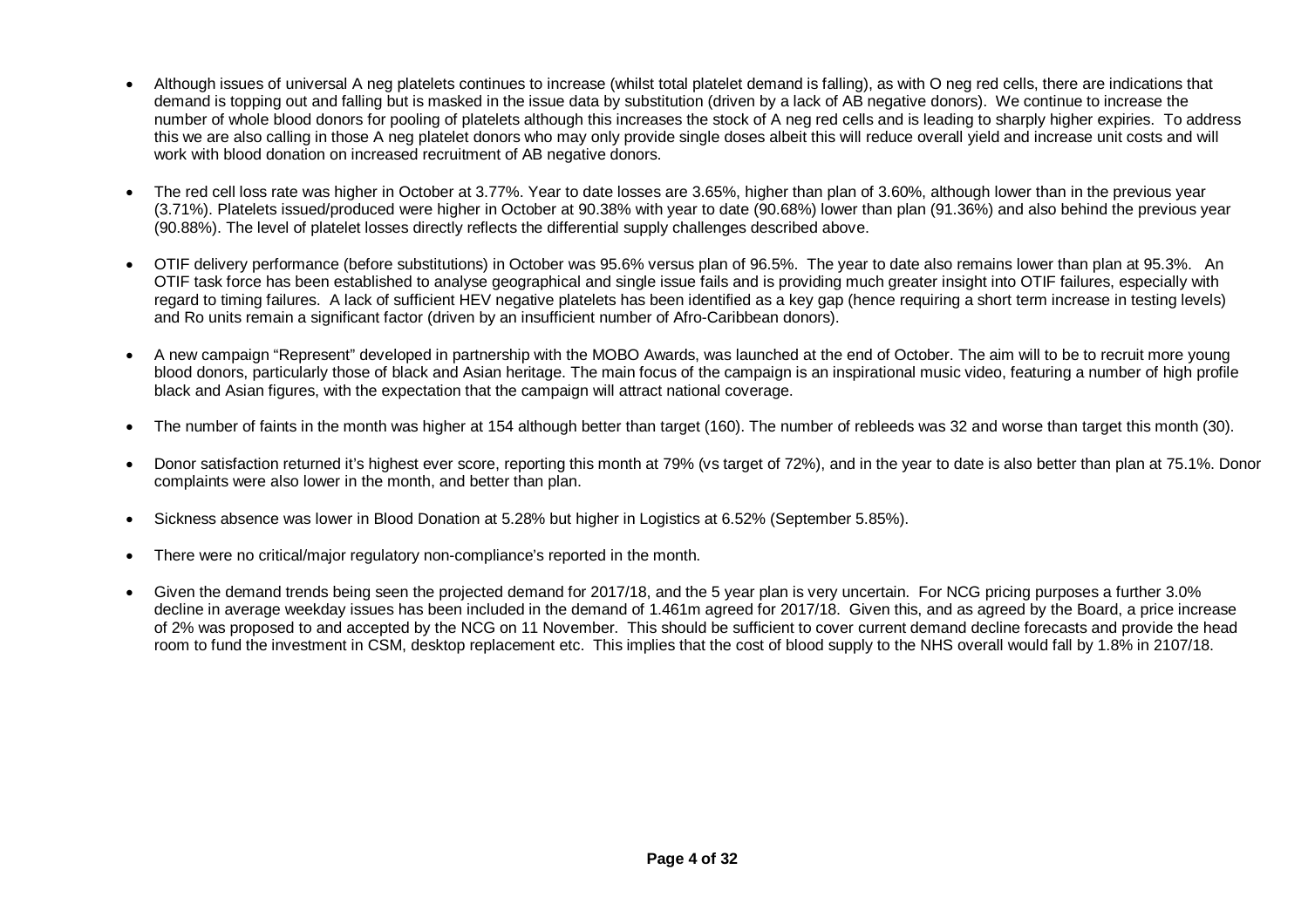- Although issues of universal A neg platelets continues to increase (whilst total platelet demand is falling), as with O neg red cells, there are indications that demand is topping out and falling but is masked in the issue data by substitution (driven by a lack of AB negative donors). We continue to increase the number of whole blood donors for pooling of platelets although this increases the stock of A neg red cells and is leading to sharply higher expiries. To address this we are also calling in those A neg platelet donors who may only provide single doses albeit this will reduce overall yield and increase unit costs and will work with blood donation on increased recruitment of AB negative donors.

- The red cell loss rate was higher in October at 3.77%. Year to date losses are 3.65%, higher than plan of 3.60%, although lower than in the previous year (3.71%). Platelets issued/produced were higher in October at 90.38% with year to date (90.68%) lower than plan (91.36%) and also behind the previous year (90.88%). The level of platelet losses directly reflects the differential supply challenges described above.

- OTIF delivery performance (before substitutions) in October was 95.6% versus plan of 96.5%. The year to date also remains lower than plan at 95.3%. An OTIF task force has been established to analyse geographical and single issue fails and is providing much greater insight into OTIF failures, especially with regard to timing failures. A lack of sufficient HEV negative platelets has been identified as a key gap (hence requiring a short term increase in testing levels) and Ro units remain a significant factor (driven by an insufficient number of Afro-Caribbean donors).

- A new campaign "Represent" developed in partnership with the MOBO Awards, was launched at the end of October. The aim will to be to recruit more young blood donors, particularly those of black and Asian heritage. The main focus of the campaign is an inspirational music video, featuring a number of high profile black and Asian figures, with the expectation that the campaign will attract national coverage.

- The number of faints in the month was higher at 154 although better than target (160). The number of rebleeds was 32 and worse than target this month (30).

- Donor satisfaction returned it's highest ever score, reporting this month at 79% (vs target of 72%), and in the year to date is also better than plan at 75.1%. Donor complaints were also lower in the month, and better than plan.

- Sickness absence was lower in Blood Donation at 5.28% but higher in Logistics at 6.52% (September 5.85%).

- There were no critical/major regulatory non-compliance's reported in the month.

- Given the demand trends being seen the projected demand for 2017/18, and the 5 year plan is very uncertain. For NCG pricing purposes a further 3.0% decline in average weekday issues has been included in the demand of 1.461m agreed for 2017/18. Given this, and as agreed by the Board, a price increase of 2% was proposed to and accepted by the NCG on 11 November. This should be sufficient to cover current demand decline forecasts and provide the head room to fund the investment in CSM, desktop replacement etc. This implies that the cost of blood supply to the NHS overall would fall by 1.8% in 2107/18.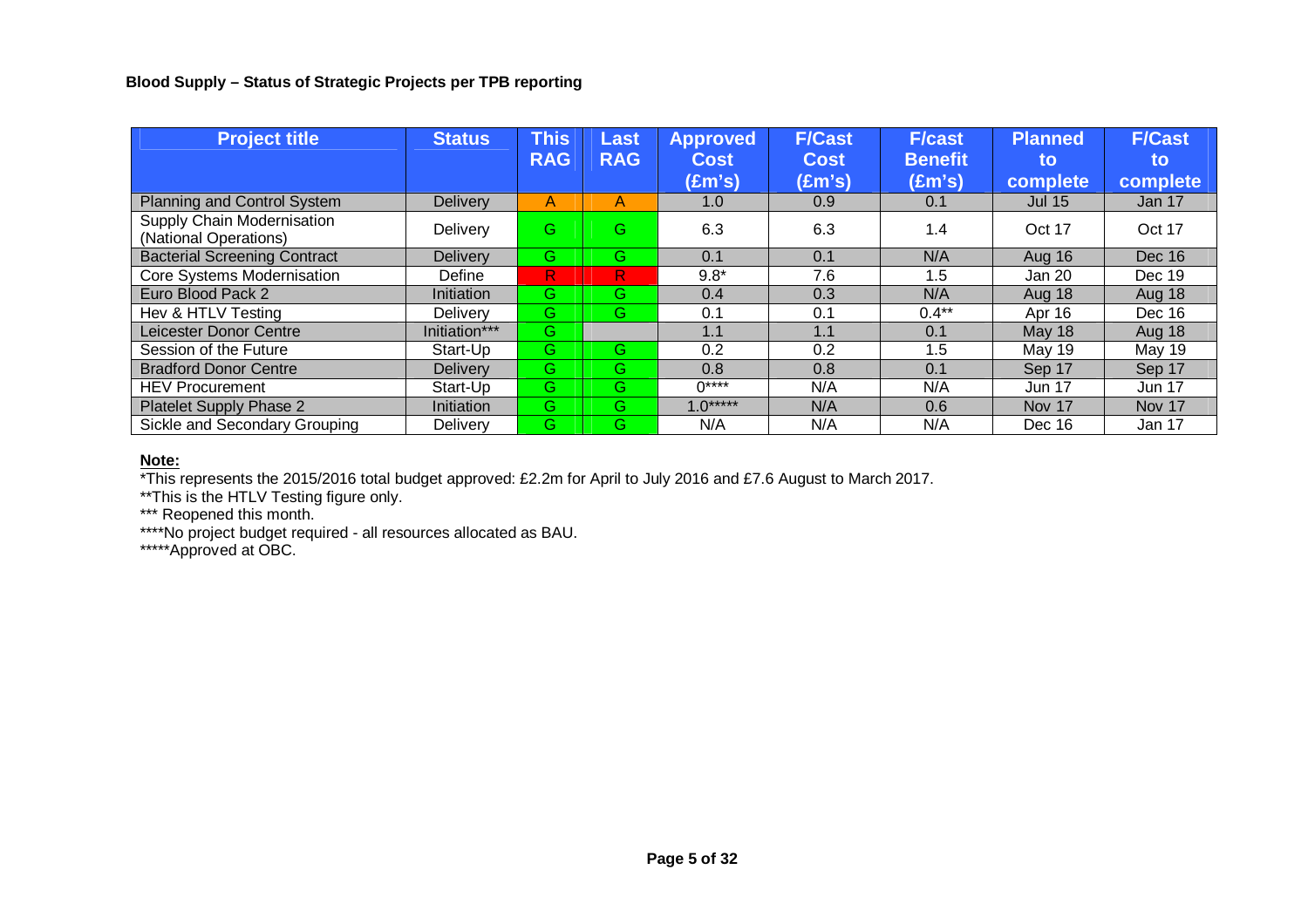**Blood Supply – Status of Strategic Projects per TPB reporting**

| Project title | Status | This RAG | Last RAG | Approved Cost (£m's) | F/Cast Cost (£m's) | F/cast Benefit (£m's) | Planned to complete | F/Cast to complete |
|---|---|---|---|---|---|---|---|---|
| Planning and Control System | Delivery | A | A | 1.0 | 0.9 | 0.1 | Jul 15 | Jan 17 |
| Supply Chain Modernisation (National Operations) | Delivery | G | G | 6.3 | 6.3 | 1.4 | Oct 17 | Oct 17 |
| Bacterial Screening Contract | Delivery | G | G | 0.1 | 0.1 | N/A | Aug 16 | Dec 16 |
| Core Systems Modernisation | Define | R | R | 9.8* | 7.6 | 1.5 | Jan 20 | Dec 19 |
| Euro Blood Pack 2 | Initiation | G | G | 0.4 | 0.3 | N/A | Aug 18 | Aug 18 |
| Hev & HTLV Testing | Delivery | G | G | 0.1 | 0.1 | 0.4** | Apr 16 | Dec 16 |
| Leicester Donor Centre | Initiation*** | G | | 1.1 | 1.1 | 0.1 | May 18 | Aug 18 |
| Session of the Future | Start-Up | G | G | 0.2 | 0.2 | 1.5 | May 19 | May 19 |
| Bradford Donor Centre | Delivery | G | G | 0.8 | 0.8 | 0.1 | Sep 17 | Sep 17 |
| HEV Procurement | Start-Up | G | G | 0**** | N/A | N/A | Jun 17 | Jun 17 |
| Platelet Supply Phase 2 | Initiation | G | G | 1.0***** | N/A | 0.6 | Nov 17 | Nov 17 |
| Sickle and Secondary Grouping | Delivery | G | G | N/A | N/A | N/A | Dec 16 | Jan 17 |

**Note:**

*This represents the 2015/2016 total budget approved: £2.2m for April to July 2016 and £7.6 August to March 2017.

**This is the HTLV Testing figure only.

*** Reopened this month.

****No project budget required - all resources allocated as BAU.

*****Approved at OBC.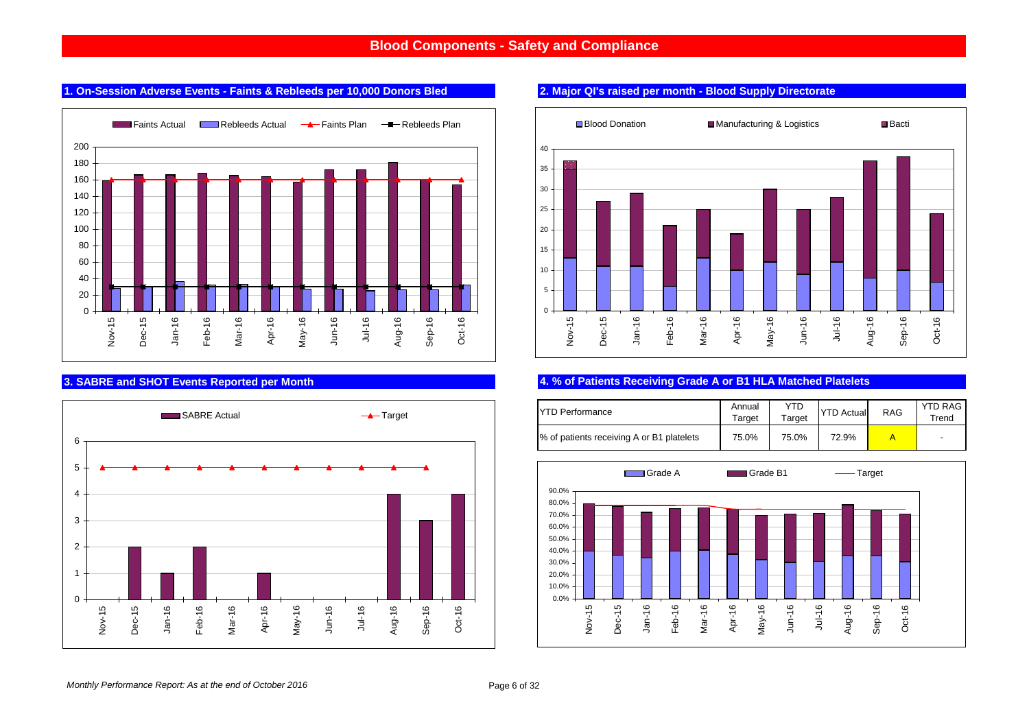# Blood Components - Safety and Compliance

## 1. On-Session Adverse Events - Faints & Rebleeds per 10,000 Donors Bled

Faints Actual
Rebleeds Actual
Faints Plan
Rebleeds Plan

200
180
160
140
120
100
80
60
40
20
0

Nov-15
Dec-15
Jan-16
Feb-16
Mar-16
Apr-16
May-16
Jun-16
Jul-16
Aug-16
Sep-16
Oct-16

## 2. Major QI's raised per month - Blood Supply Directorate

Blood Donation
Manufacturing & Logistics
Bacti

40
35
30
25
20
15
10
5
0

Nov-15
Dec-15
Jan-16
Feb-16
Mar-16
Apr-16
May-16
Jun-16
Jul-16
Aug-16
Sep-16
Oct-16

## 3. SABRE and SHOT Events Reported per Month

SABRE Actual
Target

6
5
4
3
2
1
0

Nov-15
Dec-15
Jan-16
Feb-16
Mar-16
Apr-16
May-16
Jun-16
Jul-16
Aug-16
Sep-16
Oct-16

## 4. % of Patients Receiving Grade A or B1 HLA Matched Platelets

| YTD Performance | Annual Target | YTD Target | YTD Actual | RAG | YTD RAG Trend |
|---|---|---|---|---|---|
| % of patients receiving A or B1 platelets | 75.0% | 75.0% | 72.9% | A | - |

Grade A
Grade B1
Target

90.0%
80.0%
70.0%
60.0%
50.0%
40.0%
30.0%
20.0%
10.0%
0.0%

Nov-15
Dec-15
Jan-16
Feb-16
Mar-16
Apr-16
May-16
Jun-16
Jul-16
Aug-16
Sep-16
Oct-16

*Monthly Performance Report: As at the end of October 2016*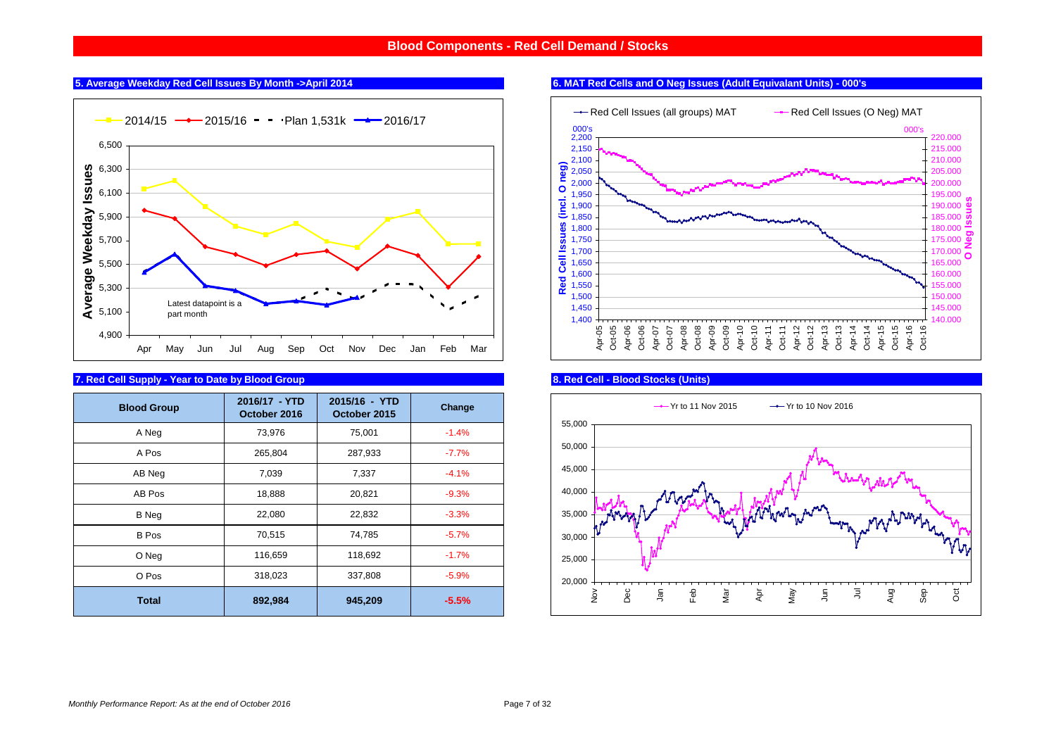# Blood Components - Red Cell Demand / Stocks

## 5. Average Weekday Red Cell Issues By Month ->April 2014

2014/15 — 2015/16 — Plan 1,531k — 2016/17

Average Weekday Issues

6,500
6,300
6,100
5,900
5,700
5,500
5,300
5,100
4,900

Apr May Jun Jul Aug Sep Oct Nov Dec Jan Feb Mar

Latest datapoint is a part month

## 6. MAT Red Cells and O Neg Issues (Adult Equivalant Units) - 000's

Red Cell Issues (all groups) MAT — Red Cell Issues (O Neg) MAT

Red Cell Issues (incl. O neg) 000's

2,200 2,150 2,100 2,050 2,000 1,950 1,900 1,850 1,800 1,750 1,700 1,650 1,600 1,550 1,500 1,450 1,400

O Neg Issues 000's

220.000 215.000 210.000 205.000 200.000 195.000 190.000 185.000 180.000 175.000 170.000 165.000 160.000 155.000 150.000 145.000 140.000

Apr-05 Oct-05 Apr-06 Oct-06 Apr-07 Oct-07 Apr-08 Oct-08 Apr-09 Oct-09 Apr-10 Oct-10 Apr-11 Oct-11 Apr-12 Oct-12 Apr-13 Oct-13 Apr-14 Oct-14 Apr-15 Oct-15 Apr-16 Oct-16

## 7. Red Cell Supply - Year to Date by Blood Group

| Blood Group | 2016/17 - YTD October 2016 | 2015/16 - YTD October 2015 | Change |
|---|---|---|---|
| A Neg | 73,976 | 75,001 | -1.4% |
| A Pos | 265,804 | 287,933 | -7.7% |
| AB Neg | 7,039 | 7,337 | -4.1% |
| AB Pos | 18,888 | 20,821 | -9.3% |
| B Neg | 22,080 | 22,832 | -3.3% |
| B Pos | 70,515 | 74,785 | -5.7% |
| O Neg | 116,659 | 118,692 | -1.7% |
| O Pos | 318,023 | 337,808 | -5.9% |
| **Total** | **892,984** | **945,209** | **-5.5%** |

## 8. Red Cell - Blood Stocks (Units)

Yr to 11 Nov 2015 — Yr to 10 Nov 2016

55,000
50,000
45,000
40,000
35,000
30,000
25,000
20,000

Nov Dec Jan Feb Mar Apr May Jun Jul Aug Sep Oct

*Monthly Performance Report: As at the end of October 2016*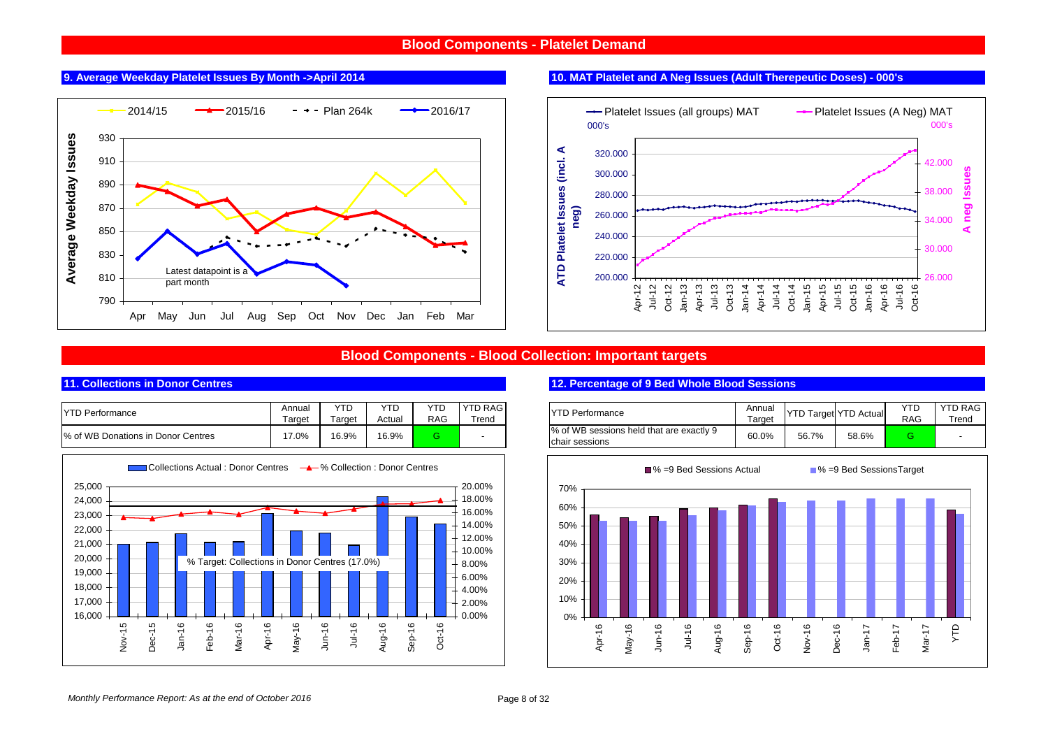# Blood Components - Platelet Demand

## 9. Average Weekday Platelet Issues By Month ->April 2014

2014/15
2015/16
Plan 264k
2016/17

Average Weekday Issues

930
910
890
870
850
830
810
790

Latest datapoint is a part month

Apr May Jun Jul Aug Sep Oct Nov Dec Jan Feb Mar

## 10. MAT Platelet and A Neg Issues (Adult Therepeutic Doses) - 000's

Platelet Issues (all groups) MAT
Platelet Issues (A Neg) MAT

000's
000's

ATD Platelet Issues (incl. A neg)

320.000
300.000
280.000
260.000
240.000
220.000
200.000

A neg Issues

42.000
38.000
34.000
30.000
26.000

Apr-12 Jul-12 Oct-12 Jan-13 Apr-13 Jul-13 Oct-13 Jan-14 Apr-14 Jul-14 Oct-14 Jan-15 Apr-15 Jul-15 Oct-15 Jan-16 Apr-16 Jul-16 Oct-16

# Blood Components - Blood Collection: Important targets

## 11. Collections in Donor Centres

| YTD Performance | Annual Target | YTD Target | YTD Actual | YTD RAG | YTD RAG Trend |
|---|---|---|---|---|---|
| % of WB Donations in Donor Centres | 17.0% | 16.9% | 16.9% | G | - |

Collections Actual : Donor Centres
% Collection : Donor Centres

25,000
24,000
23,000
22,000
21,000
20,000
19,000
18,000
17,000
16,000

20.00%
18.00%
16.00%
14.00%
12.00%
10.00%
8.00%
6.00%
4.00%
2.00%
0.00%

% Target: Collections in Donor Centres (17.0%)

Nov-15 Dec-15 Jan-16 Feb-16 Mar-16 Apr-16 May-16 Jun-16 Jul-16 Aug-16 Sep-16 Oct-16

## 12. Percentage of 9 Bed Whole Blood Sessions

| YTD Performance | Annual Target | YTD Target | YTD Actual | YTD RAG | YTD RAG Trend |
|---|---|---|---|---|---|
| % of WB sessions held that are exactly 9 chair sessions | 60.0% | 56.7% | 58.6% | G | - |

% =9 Bed Sessions Actual
% =9 Bed SessionsTarget

70%
60%
50%
40%
30%
20%
10%
0%

Apr-16 May-16 Jun-16 Jul-16 Aug-16 Sep-16 Oct-16 Nov-16 Dec-16 Jan-17 Feb-17 Mar-17 YTD

*Monthly Performance Report: As at the end of October 2016*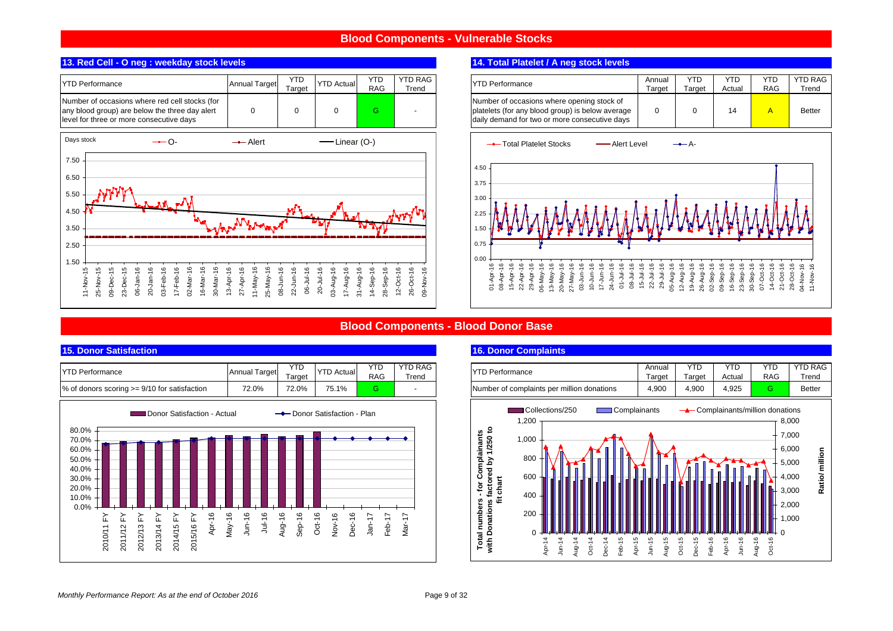# Blood Components - Vulnerable Stocks

## 13. Red Cell - O neg : weekday stock levels

| YTD Performance | Annual Target | YTD Target | YTD Actual | YTD RAG | YTD RAG Trend |
|---|---|---|---|---|---|
| Number of occasions where red cell stocks (for any blood group) are below the three day alert level for three or more consecutive days | 0 | 0 | 0 | G | - |

Days stock
O-
Alert
Linear (O-)

7.50
6.50
5.50
4.50
3.50
2.50
1.50

11-Nov-15
25-Nov-15
09-Dec-15
23-Dec-15
06-Jan-16
20-Jan-16
03-Feb-16
17-Feb-16
02-Mar-16
16-Mar-16
30-Mar-16
13-Apr-16
27-Apr-16
11-May-16
25-May-16
08-Jun-16
22-Jun-16
06-Jul-16
20-Jul-16
03-Aug-16
17-Aug-16
31-Aug-16
14-Sep-16
28-Sep-16
12-Oct-16
26-Oct-16
09-Nov-16

## 14. Total Platelet / A neg stock levels

| YTD Performance | Annual Target | YTD Target | YTD Actual | YTD RAG | YTD RAG Trend |
|---|---|---|---|---|---|
| Number of occasions where opening stock of platelets (for any blood group) is below average daily demand for two or more consecutive days | 0 | 0 | 14 | A | Better |

Total Platelet Stocks
Alert Level
A-

4.50
3.75
3.00
2.25
1.50
0.75
0.00

01-Apr-16
08-Apr-16
15-Apr-16
22-Apr-16
29-Apr-16
06-May-16
13-May-16
20-May-16
27-May-16
03-Jun-16
10-Jun-16
17-Jun-16
24-Jun-16
01-Jul-16
08-Jul-16
15-Jul-16
22-Jul-16
29-Jul-16
05-Aug-16
12-Aug-16
19-Aug-16
26-Aug-16
02-Sep-16
09-Sep-16
16-Sep-16
23-Sep-16
30-Sep-16
07-Oct-16
14-Oct-16
21-Oct-16
28-Oct-16
04-Nov-16
11-Nov-16

# Blood Components - Blood Donor Base

## 15. Donor Satisfaction

| YTD Performance | Annual Target | YTD Target | YTD Actual | YTD RAG | YTD RAG Trend |
|---|---|---|---|---|---|
| % of donors scoring >= 9/10 for satisfaction | 72.0% | 72.0% | 75.1% | G | - |

Donor Satisfaction - Actual
Donor Satisfaction - Plan

80.0%
70.0%
60.0%
50.0%
40.0%
30.0%
20.0%
10.0%
0.0%

2010/11 FY
2011/12 FY
2012/13 FY
2013/14 FY
2014/15 FY
2015/16 FY
Apr-16
May-16
Jun-16
Jul-16
Aug-16
Sep-16
Oct-16
Nov-16
Dec-16
Jan-17
Feb-17
Mar-17

## 16. Donor Complaints

| YTD Performance | Annual Target | YTD Target | YTD Actual | YTD RAG | YTD RAG Trend |
|---|---|---|---|---|---|
| Number of complaints per million donations | 4,900 | 4,900 | 4,925 | G | Better |

Collections/250
Complainants
Complainants/million donations

Total numbers - for Complainants with Donations factored by 1/250 to fit chart

Ratio/ million

1,200
1,000
800
600
400
200
0

8,000
7,000
6,000
5,000
4,000
3,000
2,000
1,000
0

Apr-14
Jun-14
Aug-14
Oct-14
Dec-14
Feb-15
Apr-15
Jun-15
Aug-15
Oct-15
Dec-15
Feb-16
Apr-16
Jun-16
Aug-16
Oct-16

*Monthly Performance Report: As at the end of October 2016*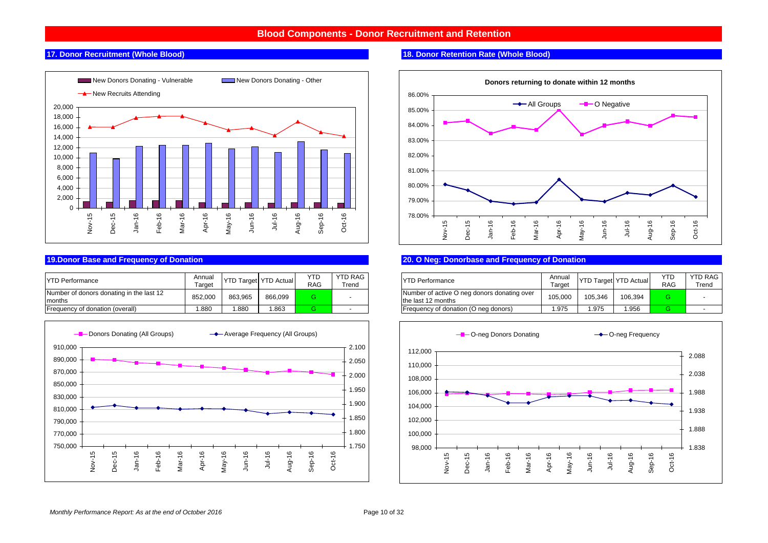# Blood Components - Donor Recruitment and Retention

## 17. Donor Recruitment (Whole Blood)

New Donors Donating - Vulnerable
New Donors Donating - Other
New Recruits Attending

20,000
18,000
16,000
14,000
12,000
10,000
8,000
6,000
4,000
2,000
0

Nov-15 Dec-15 Jan-16 Feb-16 Mar-16 Apr-16 May-16 Jun-16 Jul-16 Aug-16 Sep-16 Oct-16

## 18. Donor Retention Rate (Whole Blood)

Donors returning to donate within 12 months

All Groups
O Negative

86.00%
85.00%
84.00%
83.00%
82.00%
81.00%
80.00%
79.00%
78.00%

Nov-15 Dec-15 Jan-16 Feb-16 Mar-16 Apr-16 May-16 Jun-16 Jul-16 Aug-16 Sep-16 Oct-16

## 19.Donor Base and Frequency of Donation

| YTD Performance | Annual Target | YTD Target | YTD Actual | YTD RAG | YTD RAG Trend |
|---|---|---|---|---|---|
| Number of donors donating in the last 12 months | 852,000 | 863,965 | 866,099 | G | - |
| Frequency of donation (overall) | 1.880 | 1.880 | 1.863 | G | - |

Donors Donating (All Groups)
Average Frequency (All Groups)

910,000
890,000
870,000
850,000
830,000
810,000
790,000
770,000
750,000

2.100
2.050
2.000
1.950
1.900
1.850
1.800
1.750

Nov-15 Dec-15 Jan-16 Feb-16 Mar-16 Apr-16 May-16 Jun-16 Jul-16 Aug-16 Sep-16 Oct-16

## 20. O Neg: Donorbase and Frequency of Donation

| YTD Performance | Annual Target | YTD Target | YTD Actual | YTD RAG | YTD RAG Trend |
|---|---|---|---|---|---|
| Number of active O neg donors donating over the last 12 months | 105,000 | 105,346 | 106,394 | G | - |
| Frequency of donation (O neg donors) | 1.975 | 1.975 | 1.956 | G | - |

O-neg Donors Donating
O-neg Frequency

112,000
110,000
108,000
106,000
104,000
102,000
100,000
98,000

2.088
2.038
1.988
1.938
1.888
1.838

Nov-15 Dec-15 Jan-16 Feb-16 Mar-16 Apr-16 May-16 Jun-16 Jul-16 Aug-16 Sep-16 Oct-16

*Monthly Performance Report: As at the end of October 2016*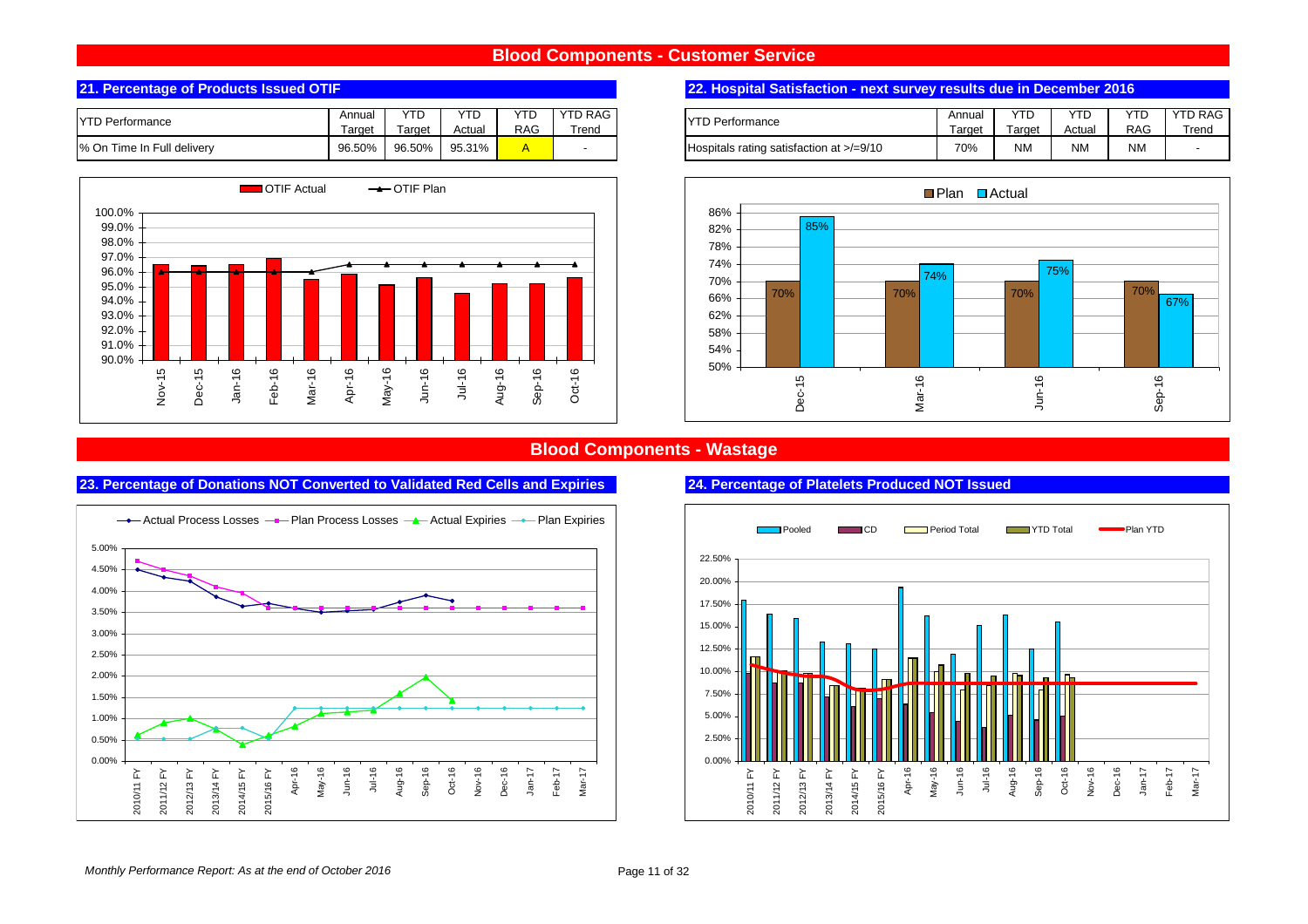# Blood Components - Customer Service

## 21. Percentage of Products Issued OTIF

| YTD Performance | Annual Target | YTD Target | YTD Actual | YTD RAG | YTD RAG Trend |
|---|---|---|---|---|---|
| % On Time In Full delivery | 96.50% | 96.50% | 95.31% | A | - |

OTIF Actual
OTIF Plan

100.0%
99.0%
98.0%
97.0%
96.0%
95.0%
94.0%
93.0%
92.0%
91.0%
90.0%

Nov-15
Dec-15
Jan-16
Feb-16
Mar-16
Apr-16
May-16
Jun-16
Jul-16
Aug-16
Sep-16
Oct-16

## 22. Hospital Satisfaction - next survey results due in December 2016

| YTD Performance | Annual Target | YTD Target | YTD Actual | YTD RAG | YTD RAG Trend |
|---|---|---|---|---|---|
| Hospitals rating satisfaction at >/=9/10 | 70% | NM | NM | NM | - |

Plan
Actual

86%
82%
78%
74%
70%
66%
62%
58%
54%
50%

70% 85%
70% 74%
70% 75%
70% 67%

Dec-15
Mar-16
Jun-16
Sep-16

# Blood Components - Wastage

## 23. Percentage of Donations NOT Converted to Validated Red Cells and Expiries

Actual Process Losses
Plan Process Losses
Actual Expiries
Plan Expiries

5.00%
4.50%
4.00%
3.50%
3.00%
2.50%
2.00%
1.50%
1.00%
0.50%
0.00%

2010/11 FY
2011/12 FY
2012/13 FY
2013/14 FY
2014/15 FY
2015/16 FY
Apr-16
May-16
Jun-16
Jul-16
Aug-16
Sep-16
Oct-16
Nov-16
Dec-16
Jan-17
Feb-17
Mar-17

## 24. Percentage of Platelets Produced NOT Issued

Pooled
CD
Period Total
YTD Total
Plan YTD

22.50%
20.00%
17.50%
15.00%
12.50%
10.00%
7.50%
5.00%
2.50%
0.00%

2010/11 FY
2011/12 FY
2012/13 FY
2013/14 FY
2014/15 FY
2015/16 FY
Apr-16
May-16
Jun-16
Jul-16
Aug-16
Sep-16
Oct-16
Nov-16
Dec-16
Jan-17
Feb-17
Mar-17

*Monthly Performance Report: As at the end of October 2016*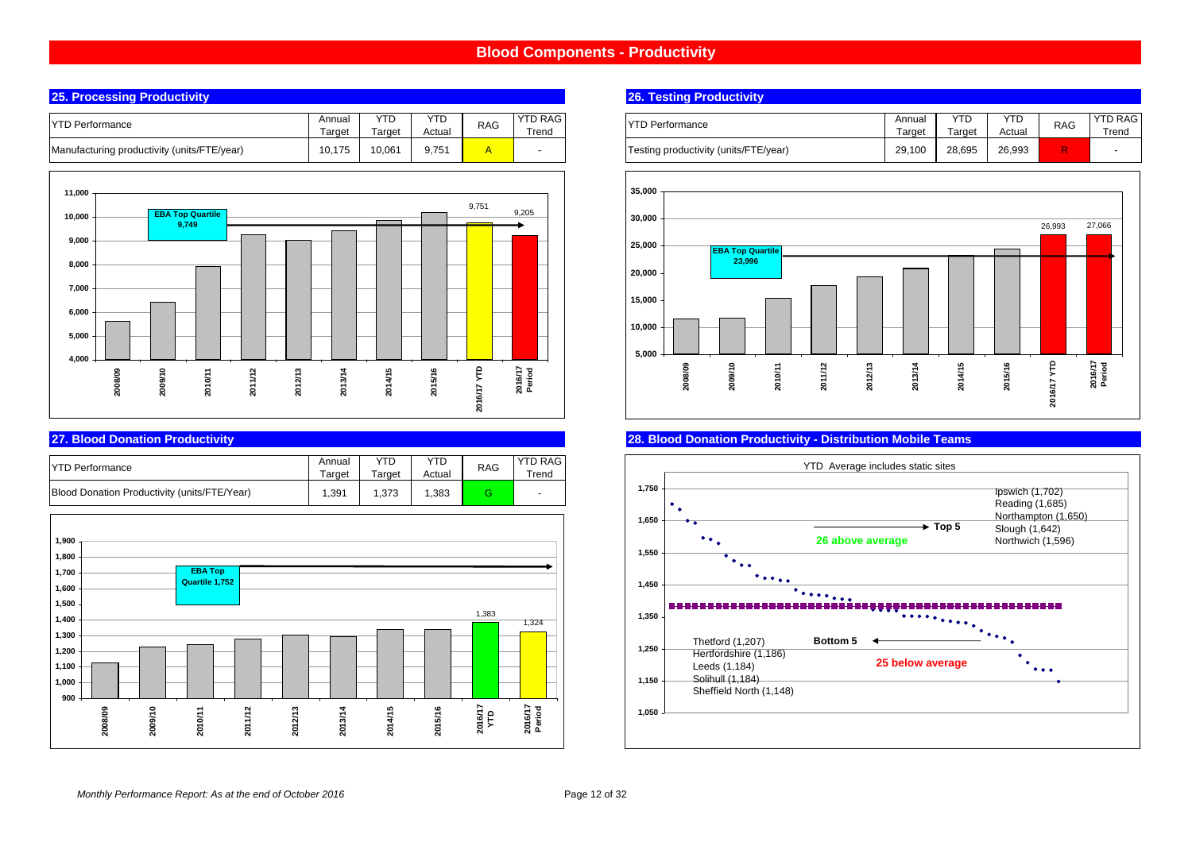# Blood Components - Productivity

## 25. Processing Productivity

| YTD Performance | Annual Target | YTD Target | YTD Actual | RAG | YTD RAG Trend |
|---|---|---|---|---|---|
| Manufacturing productivity (units/FTE/year) | 10,175 | 10,061 | 9,751 | A | - |

11,000
10,000
9,000
8,000
7,000
6,000
5,000
4,000

EBA Top Quartile
9,749

9,751
9,205

2008/09
2009/10
2010/11
2011/12
2012/13
2013/14
2014/15
2015/16
2016/17 YTD
2016/17 Period

## 26. Testing Productivity

| YTD Performance | Annual Target | YTD Target | YTD Actual | RAG | YTD RAG Trend |
|---|---|---|---|---|---|
| Testing productivity (units/FTE/year) | 29,100 | 28,695 | 26,993 | R | - |

35,000
30,000
25,000
20,000
15,000
10,000
5,000

EBA Top Quartile
23,996

26,993
27,066

2008/09
2009/10
2010/11
2011/12
2012/13
2013/14
2014/15
2015/16
2016/17 YTD
2016/17 Period

## 27. Blood Donation Productivity

| YTD Performance | Annual Target | YTD Target | YTD Actual | RAG | YTD RAG Trend |
|---|---|---|---|---|---|
| Blood Donation Productivity (units/FTE/Year) | 1,391 | 1,373 | 1,383 | G | - |

1,900
1,800
1,700
1,600
1,500
1,400
1,300
1,200
1,100
1,000
900

EBA Top Quartile 1,752

1,383
1,324

2008/09
2009/10
2010/11
2011/12
2012/13
2013/14
2014/15
2015/16
2016/17 YTD
2016/17 Period

## 28. Blood Donation Productivity - Distribution Mobile Teams

YTD Average includes static sites

1,750
1,650
1,550
1,450
1,350
1,250
1,150
1,050

Top 5
26 above average

Ipswich (1,702)
Reading (1,685)
Northampton (1,650)
Slough (1,642)
Northwich (1,596)

Bottom 5
25 below average

Thetford (1,207)
Hertfordshire (1,186)
Leeds (1,184)
Solihull (1,184)
Sheffield North (1,148)

*Monthly Performance Report: As at the end of October 2016*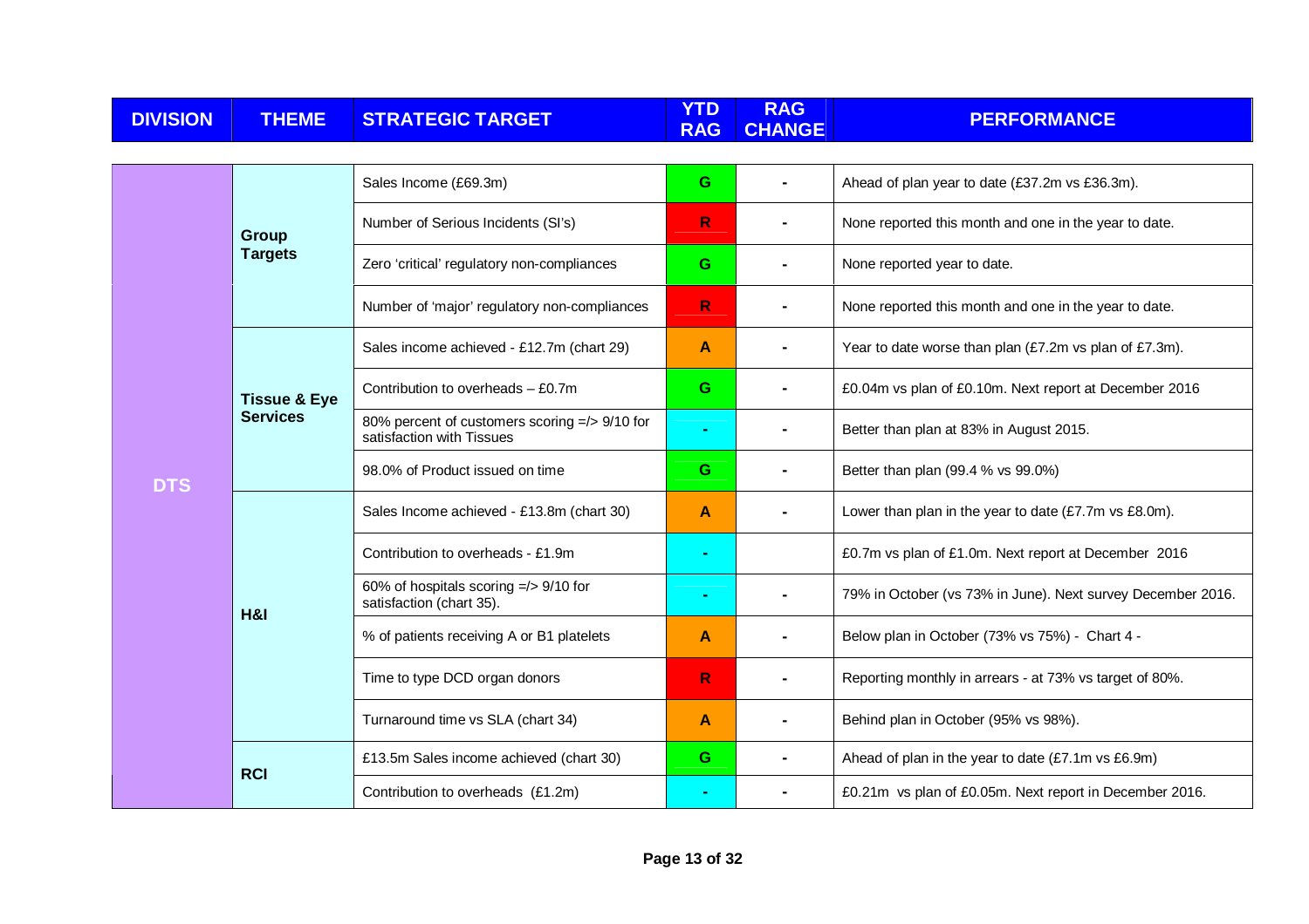| DIVISION | THEME | STRATEGIC TARGET | YTD RAG | RAG CHANGE | PERFORMANCE |
|---|---|---|---|---|---|
| DTS | Group Targets | Sales Income (£69.3m) | G | - | Ahead of plan year to date (£37.2m vs £36.3m). |
| | | Number of Serious Incidents (SI's) | R | - | None reported this month and one in the year to date. |
| | | Zero 'critical' regulatory non-compliances | G | - | None reported year to date. |
| | | Number of 'major' regulatory non-compliances | R | - | None reported this month and one in the year to date. |
| | Tissue & Eye Services | Sales income achieved - £12.7m (chart 29) | A | - | Year to date worse than plan (£7.2m vs plan of £7.3m). |
| | | Contribution to overheads – £0.7m | G | - | £0.04m vs plan of £0.10m. Next report at December 2016 |
| | | 80% percent of customers scoring =/> 9/10 for satisfaction with Tissues | - | - | Better than plan at 83% in August 2015. |
| | | 98.0% of Product issued on time | G | - | Better than plan (99.4 % vs 99.0%) |
| | H&I | Sales Income achieved - £13.8m (chart 30) | A | - | Lower than plan in the year to date (£7.7m vs £8.0m). |
| | | Contribution to overheads - £1.9m | - | | £0.7m vs plan of £1.0m. Next report at December 2016 |
| | | 60% of hospitals scoring =/> 9/10 for satisfaction (chart 35). | - | - | 79% in October (vs 73% in June). Next survey December 2016. |
| | | % of patients receiving A or B1 platelets | A | - | Below plan in October (73% vs 75%) - Chart 4 - |
| | | Time to type DCD organ donors | R | - | Reporting monthly in arrears - at 73% vs target of 80%. |
| | | Turnaround time vs SLA (chart 34) | A | - | Behind plan in October (95% vs 98%). |
| | RCI | £13.5m Sales income achieved (chart 30) | G | - | Ahead of plan in the year to date (£7.1m vs £6.9m) |
| | | Contribution to overheads (£1.2m) | - | - | £0.21m vs plan of £0.05m. Next report in December 2016. |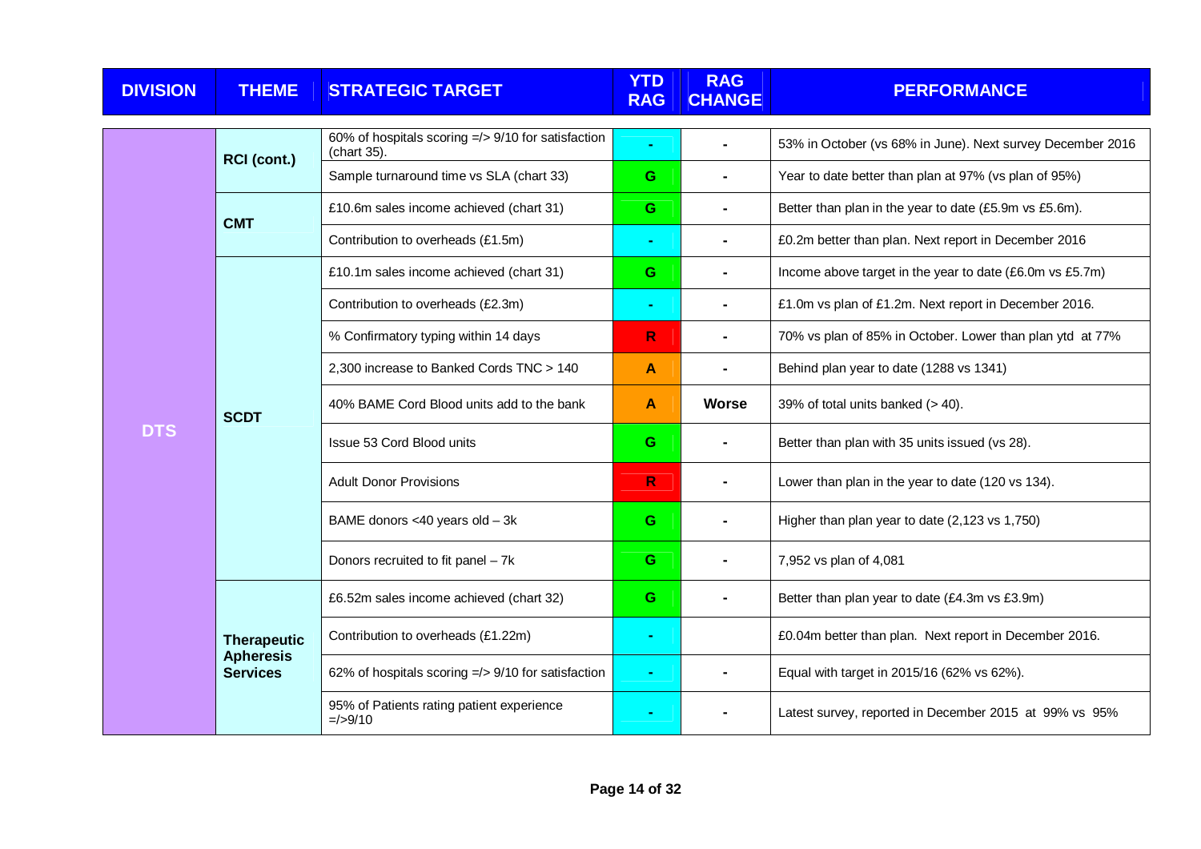| DIVISION | THEME | STRATEGIC TARGET | YTD RAG | RAG CHANGE | PERFORMANCE |
|---|---|---|---|---|---|
| DTS | RCI (cont.) | 60% of hospitals scoring =/> 9/10 for satisfaction (chart 35). | - | - | 53% in October (vs 68% in June). Next survey December 2016 |
| | | Sample turnaround time vs SLA (chart 33) | G | - | Year to date better than plan at 97% (vs plan of 95%) |
| | CMT | £10.6m sales income achieved (chart 31) | G | - | Better than plan in the year to date (£5.9m vs £5.6m). |
| | | Contribution to overheads (£1.5m) | - | - | £0.2m better than plan. Next report in December 2016 |
| | SCDT | £10.1m sales income achieved (chart 31) | G | - | Income above target in the year to date (£6.0m vs £5.7m) |
| | | Contribution to overheads (£2.3m) | - | - | £1.0m vs plan of £1.2m. Next report in December 2016. |
| | | % Confirmatory typing within 14 days | R | - | 70% vs plan of 85% in October. Lower than plan ytd at 77% |
| | | 2,300 increase to Banked Cords TNC > 140 | A | - | Behind plan year to date (1288 vs 1341) |
| | | 40% BAME Cord Blood units add to the bank | A | Worse | 39% of total units banked (> 40). |
| | | Issue 53 Cord Blood units | G | - | Better than plan with 35 units issued (vs 28). |
| | | Adult Donor Provisions | R | - | Lower than plan in the year to date (120 vs 134). |
| | | BAME donors <40 years old – 3k | G | - | Higher than plan year to date (2,123 vs 1,750) |
| | | Donors recruited to fit panel – 7k | G | - | 7,952 vs plan of 4,081 |
| | Therapeutic Apheresis Services | £6.52m sales income achieved (chart 32) | G | - | Better than plan year to date (£4.3m vs £3.9m) |
| | | Contribution to overheads (£1.22m) | - | | £0.04m better than plan. Next report in December 2016. |
| | | 62% of hospitals scoring =/> 9/10 for satisfaction | - | - | Equal with target in 2015/16 (62% vs 62%). |
| | | 95% of Patients rating patient experience =/>9/10 | - | - | Latest survey, reported in December 2015 at 99% vs 95% |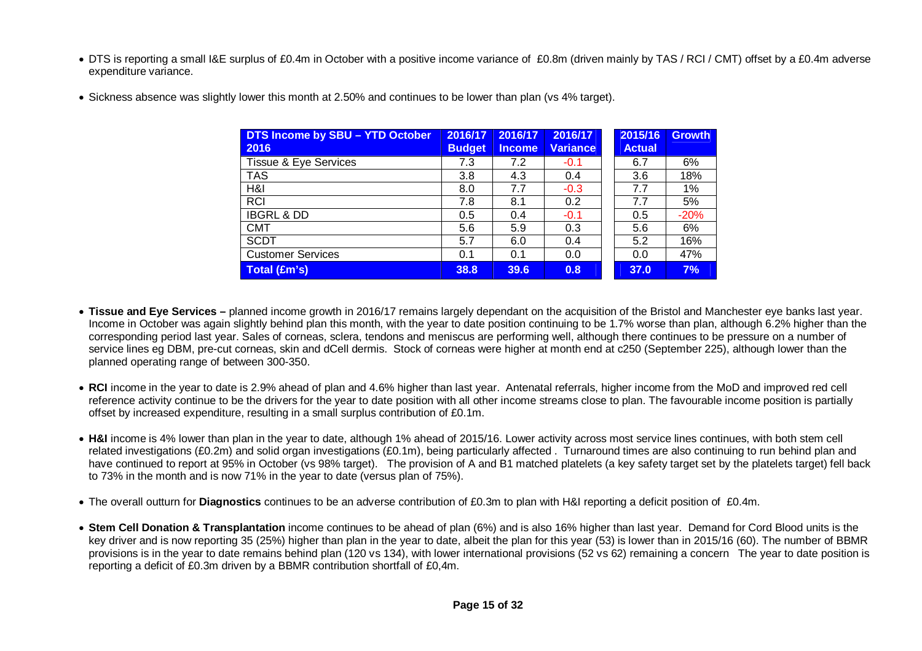- DTS is reporting a small I&E surplus of £0.4m in October with a positive income variance of £0.8m (driven mainly by TAS / RCI / CMT) offset by a £0.4m adverse expenditure variance.

- Sickness absence was slightly lower this month at 2.50% and continues to be lower than plan (vs 4% target).

| DTS Income by SBU – YTD October 2016 | 2016/17 Budget | 2016/17 Income | 2016/17 Variance | 2015/16 Actual | Growth |
|---|---|---|---|---|---|
| Tissue & Eye Services | 7.3 | 7.2 | -0.1 | 6.7 | 6% |
| TAS | 3.8 | 4.3 | 0.4 | 3.6 | 18% |
| H&I | 8.0 | 7.7 | -0.3 | 7.7 | 1% |
| RCI | 7.8 | 8.1 | 0.2 | 7.7 | 5% |
| IBGRL & DD | 0.5 | 0.4 | -0.1 | 0.5 | -20% |
| CMT | 5.6 | 5.9 | 0.3 | 5.6 | 6% |
| SCDT | 5.7 | 6.0 | 0.4 | 5.2 | 16% |
| Customer Services | 0.1 | 0.1 | 0.0 | 0.0 | 47% |
| **Total (£m's)** | **38.8** | **39.6** | **0.8** | **37.0** | **7%** |

- **Tissue and Eye Services –** planned income growth in 2016/17 remains largely dependant on the acquisition of the Bristol and Manchester eye banks last year. Income in October was again slightly behind plan this month, with the year to date position continuing to be 1.7% worse than plan, although 6.2% higher than the corresponding period last year. Sales of corneas, sclera, tendons and meniscus are performing well, although there continues to be pressure on a number of service lines eg DBM, pre-cut corneas, skin and dCell dermis. Stock of corneas were higher at month end at c250 (September 225), although lower than the planned operating range of between 300-350.

- **RCI** income in the year to date is 2.9% ahead of plan and 4.6% higher than last year. Antenatal referrals, higher income from the MoD and improved red cell reference activity continue to be the drivers for the year to date position with all other income streams close to plan. The favourable income position is partially offset by increased expenditure, resulting in a small surplus contribution of £0.1m.

- **H&I** income is 4% lower than plan in the year to date, although 1% ahead of 2015/16. Lower activity across most service lines continues, with both stem cell related investigations (£0.2m) and solid organ investigations (£0.1m), being particularly affected . Turnaround times are also continuing to run behind plan and have continued to report at 95% in October (vs 98% target). The provision of A and B1 matched platelets (a key safety target set by the platelets target) fell back to 73% in the month and is now 71% in the year to date (versus plan of 75%).

- The overall outturn for **Diagnostics** continues to be an adverse contribution of £0.3m to plan with H&I reporting a deficit position of £0.4m.

- **Stem Cell Donation & Transplantation** income continues to be ahead of plan (6%) and is also 16% higher than last year. Demand for Cord Blood units is the key driver and is now reporting 35 (25%) higher than plan in the year to date, albeit the plan for this year (53) is lower than in 2015/16 (60). The number of BBMR provisions is in the year to date remains behind plan (120 vs 134), with lower international provisions (52 vs 62) remaining a concern The year to date position is reporting a deficit of £0.3m driven by a BBMR contribution shortfall of £0,4m.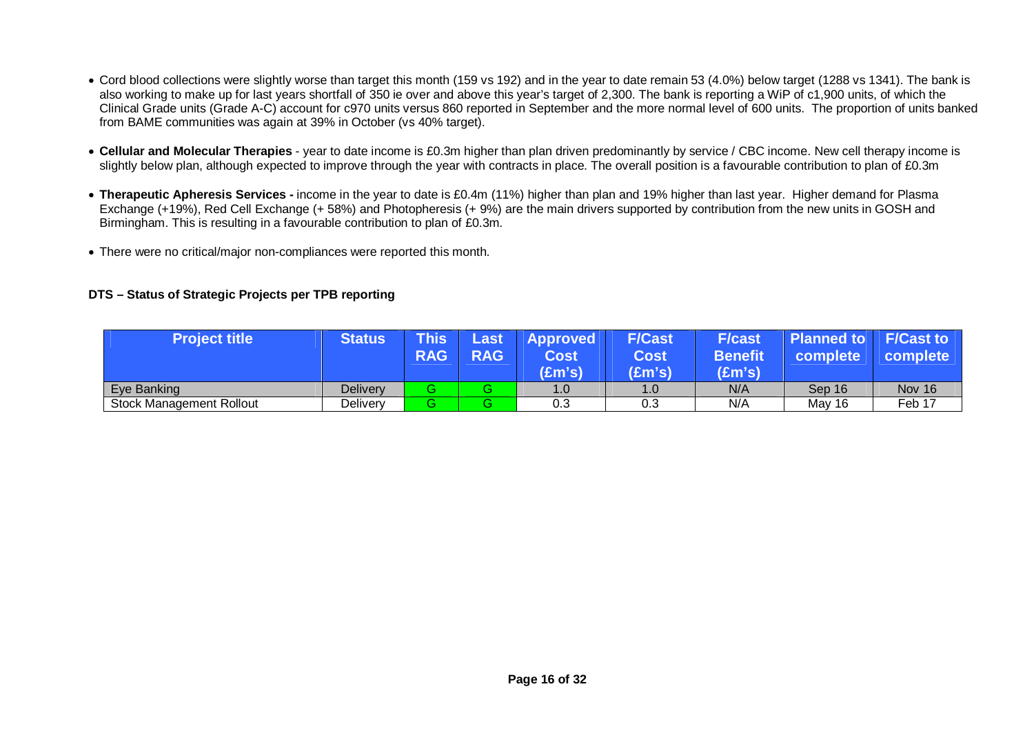- Cord blood collections were slightly worse than target this month (159 vs 192) and in the year to date remain 53 (4.0%) below target (1288 vs 1341). The bank is also working to make up for last years shortfall of 350 ie over and above this year's target of 2,300. The bank is reporting a WiP of c1,900 units, of which the Clinical Grade units (Grade A-C) account for c970 units versus 860 reported in September and the more normal level of 600 units. The proportion of units banked from BAME communities was again at 39% in October (vs 40% target).

- **Cellular and Molecular Therapies** - year to date income is £0.3m higher than plan driven predominantly by service / CBC income. New cell therapy income is slightly below plan, although expected to improve through the year with contracts in place. The overall position is a favourable contribution to plan of £0.3m

- **Therapeutic Apheresis Services -** income in the year to date is £0.4m (11%) higher than plan and 19% higher than last year. Higher demand for Plasma Exchange (+19%), Red Cell Exchange (+ 58%) and Photopheresis (+ 9%) are the main drivers supported by contribution from the new units in GOSH and Birmingham. This is resulting in a favourable contribution to plan of £0.3m.

- There were no critical/major non-compliances were reported this month.

**DTS – Status of Strategic Projects per TPB reporting**

| Project title | Status | This RAG | Last RAG | Approved Cost (£m's) | F/Cast Cost (£m's) | F/cast Benefit (£m's) | Planned to complete | F/Cast to complete |
|---|---|---|---|---|---|---|---|---|
| Eye Banking | Delivery | G | G | 1.0 | 1.0 | N/A | Sep 16 | Nov 16 |
| Stock Management Rollout | Delivery | G | G | 0.3 | 0.3 | N/A | May 16 | Feb 17 |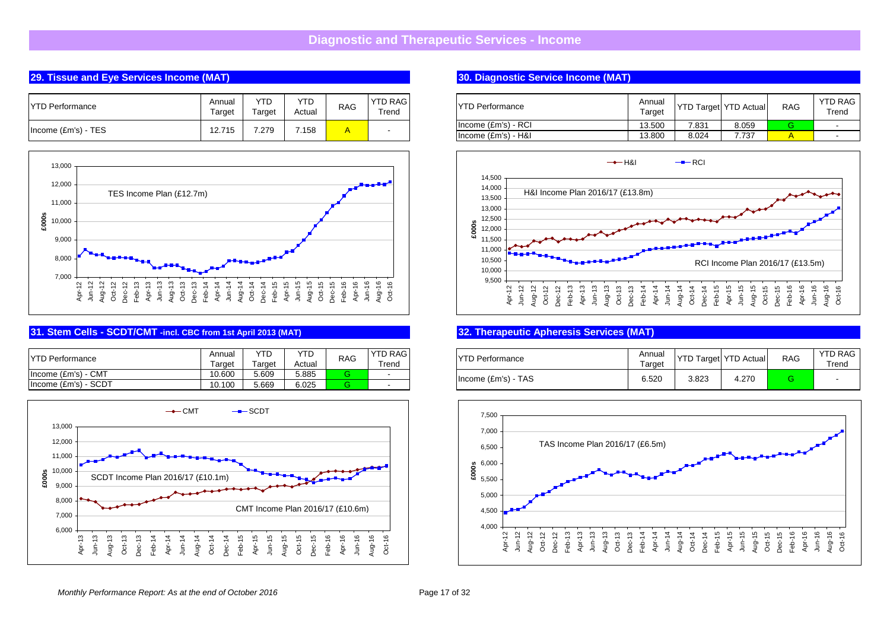# Diagnostic and Therapeutic Services - Income

## 29. Tissue and Eye Services Income (MAT)

| YTD Performance | Annual Target | YTD Target | YTD Actual | RAG | YTD RAG Trend |
|---|---|---|---|---|---|
| Income (£m's) - TES | 12.715 | 7.279 | 7.158 | A | - |

TES Income Plan (£12.7m)

£000s

13,000
12,000
11,000
10,000
9,000
8,000
7,000

Apr-12 Jun-12 Aug-12 Oct-12 Dec-12 Feb-13 Apr-13 Jun-13 Aug-13 Oct-13 Dec-13 Feb-14 Apr-14 Jun-14 Aug-14 Oct-14 Dec-14 Feb-15 Apr-15 Jun-15 Aug-15 Oct-15 Dec-15 Feb-16 Apr-16 Jun-16 Aug-16 Oct-16

## 30. Diagnostic Service Income (MAT)

| YTD Performance | Annual Target | YTD Target | YTD Actual | RAG | YTD RAG Trend |
|---|---|---|---|---|---|
| Income (£m's) - RCI | 13.500 | 7.831 | 8.059 | G | - |
| Income (£m's) - H&I | 13.800 | 8.024 | 7.737 | A | - |

H&I
RCI

H&I Income Plan 2016/17 (£13.8m)

RCI Income Plan 2016/17 (£13.5m)

£000s

14,500
14,000
13,500
13,000
12,500
12,000
11,500
11,000
10,500
10,000
9,500

Apr-12 Jun-12 Aug-12 Oct-12 Dec-12 Feb-13 Apr-13 Jun-13 Aug-13 Oct-13 Dec-13 Feb-14 Apr-14 Jun-14 Aug-14 Oct-14 Dec-14 Feb-15 Apr-15 Jun-15 Aug-15 Oct-15 Dec-15 Feb-16 Apr-16 Jun-16 Aug-16 Oct-16

## 31. Stem Cells - SCDT/CMT -incl. CBC from 1st April 2013 (MAT)

| YTD Performance | Annual Target | YTD Target | YTD Actual | RAG | YTD RAG Trend |
|---|---|---|---|---|---|
| Income (£m's) - CMT | 10.600 | 5.609 | 5.885 | G | - |
| Income (£m's) - SCDT | 10.100 | 5.669 | 6.025 | G | - |

CMT
SCDT

SCDT Income Plan 2016/17 (£10.1m)

CMT Income Plan 2016/17 (£10.6m)

£000s

13,000
12,000
11,000
10,000
9,000
8,000
7,000
6,000

Apr-13 Jun-13 Aug-13 Oct-13 Dec-13 Feb-14 Apr-14 Jun-14 Aug-14 Oct-14 Dec-14 Feb-15 Apr-15 Jun-15 Aug-15 Oct-15 Dec-15 Feb-16 Apr-16 Jun-16 Aug-16 Oct-16

## 32. Therapeutic Apheresis Services (MAT)

| YTD Performance | Annual Target | YTD Target | YTD Actual | RAG | YTD RAG Trend |
|---|---|---|---|---|---|
| Income (£m's) - TAS | 6.520 | 3.823 | 4.270 | G | - |

TAS Income Plan 2016/17 (£6.5m)

£000s

7,500
7,000
6,500
6,000
5,500
5,000
4,500
4,000

Apr-12 Jun-12 Aug-12 Oct-12 Dec-12 Feb-13 Apr-13 Jun-13 Aug-13 Oct-13 Dec-13 Feb-14 Apr-14 Jun-14 Aug-14 Oct-14 Dec-14 Feb-15 Apr-15 Jun-15 Aug-15 Oct-15 Dec-15 Feb-16 Apr-16 Jun-16 Aug-16 Oct-16

*Monthly Performance Report: As at the end of October 2016*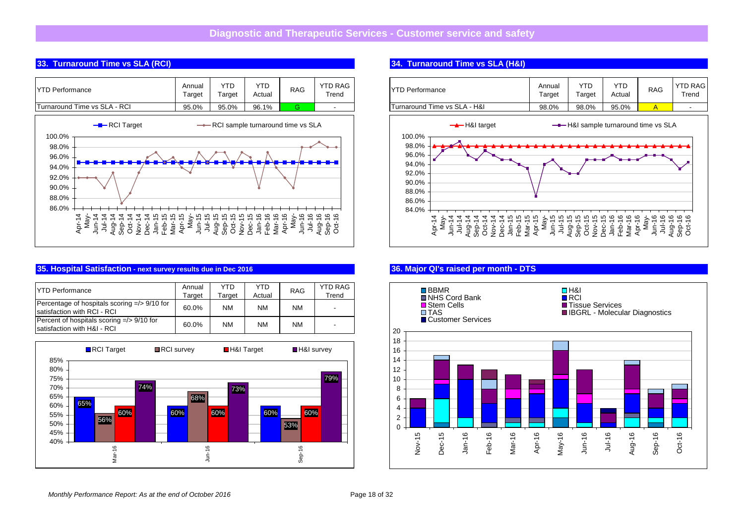# Diagnostic and Therapeutic Services - Customer service and safety

## 33. Turnaround Time vs SLA (RCI)

| YTD Performance | Annual Target | YTD Target | YTD Actual | RAG | YTD RAG Trend |
|---|---|---|---|---|---|
| Turnaround Time vs SLA - RCI | 95.0% | 95.0% | 96.1% | G | - |

RCI Target
RCI sample turnaround time vs SLA

100.0%
98.0%
96.0%
94.0%
92.0%
90.0%
88.0%
86.0%

Apr-14 May- Jun-14 Jul-14 Aug-14 Sep-14 Oct-14 Nov-14 Dec-14 Jan-15 Feb-15 Mar-15 Apr-15 May- Jun-15 Jul-15 Aug-15 Sep-15 Oct-15 Nov-15 Dec-15 Jan-16 Feb-16 Mar-16 Apr-16 May- Jun-16 Jul-16 Aug-16 Sep-16 Oct-16

## 34. Turnaround Time vs SLA (H&I)

| YTD Performance | Annual Target | YTD Target | YTD Actual | RAG | YTD RAG Trend |
|---|---|---|---|---|---|
| Turnaround Time vs SLA - H&I | 98.0% | 98.0% | 95.0% | A | - |

H&I target
H&I sample turnaround time vs SLA

100.0%
98.0%
96.0%
94.0%
92.0%
90.0%
88.0%
86.0%
84.0%

Apr-14 May- Jun-14 Jul-14 Aug-14 Sep-14 Oct-14 Nov-14 Dec-14 Jan-15 Feb-15 Mar-15 Apr-15 May- Jun-15 Jul-15 Aug-15 Sep-15 Oct-15 Nov-15 Dec-15 Jan-16 Feb-16 Mar-16 Apr-16 May- Jun-16 Jul-16 Aug-16 Sep-16 Oct-16

## 35. Hospital Satisfaction - next survey results due in Dec 2016

| YTD Performance | Annual Target | YTD Target | YTD Actual | RAG | YTD RAG Trend |
|---|---|---|---|---|---|
| Percentage of hospitals scoring =/> 9/10 for satisfaction with RCI - RCI | 60.0% | NM | NM | NM | - |
| Percent of hospitals scoring =/> 9/10 for satisfaction with H&I - RCI | 60.0% | NM | NM | NM | - |

RCI Target
RCI survey
H&I Target
H&I survey

85%
80%
75%
70%
65%
60%
55%
50%
45%
40%

Mar-16: 65% 56% 60% 74%
Jun-16: 60% 68% 60% 73%
Sep-16: 60% 53% 60% 79%

## 36. Major QI's raised per month - DTS

BBMR
NHS Cord Bank
Stem Cells
TAS
Customer Services
H&I
RCI
Tissue Services
IBGRL - Molecular Diagnostics

20
18
16
14
12
10
8
6
4
2
0

Nov-15 Dec-15 Jan-16 Feb-16 Mar-16 Apr-16 May-16 Jun-16 Jul-16 Aug-16 Sep-16 Oct-16

*Monthly Performance Report: As at the end of October 2016*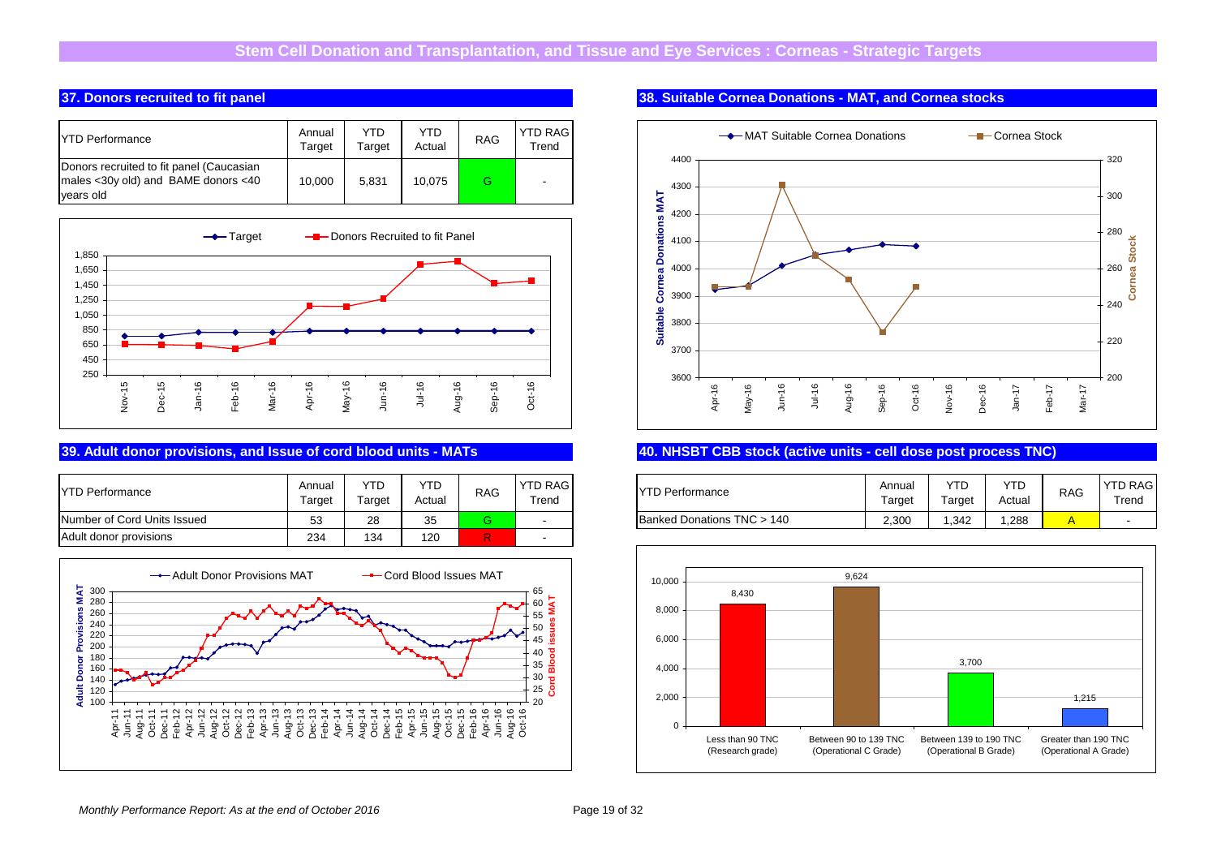# Stem Cell Donation and Transplantation, and Tissue and Eye Services : Corneas - Strategic Targets

## 37. Donors recruited to fit panel

| YTD Performance | Annual Target | YTD Target | YTD Actual | RAG | YTD RAG Trend |
|---|---|---|---|---|---|
| Donors recruited to fit panel (Caucasian males <30y old) and BAME donors <40 years old | 10,000 | 5,831 | 10,075 | G | - |

Target
Donors Recruited to fit Panel

1,850
1,650
1,450
1,250
1,050
850
650
450
250

Nov-15, Dec-15, Jan-16, Feb-16, Mar-16, Apr-16, May-16, Jun-16, Jul-16, Aug-16, Sep-16, Oct-16

## 38. Suitable Cornea Donations - MAT, and Cornea stocks

MAT Suitable Cornea Donations
Cornea Stock

Suitable Cornea Donations MAT
4400
4300
4200
4100
4000
3900
3800
3700
3600

Cornea Stock
320
300
280
260
240
220
200

Apr-16, May-16, Jun-16, Jul-16, Aug-16, Sep-16, Oct-16, Nov-16, Dec-16, Jan-17, Feb-17, Mar-17

## 39. Adult donor provisions, and Issue of cord blood units - MATs

| YTD Performance | Annual Target | YTD Target | YTD Actual | RAG | YTD RAG Trend |
|---|---|---|---|---|---|
| Number of Cord Units Issued | 53 | 28 | 35 | G | - |
| Adult donor provisions | 234 | 134 | 120 | R | - |

Adult Donor Provisions MAT
Cord Blood Issues MAT

Adult Donor Provisions MAT
300
280
260
240
220
200
180
160
140
120
100

Cord Blood issues MAT
65
60
55
50
45
40
35
30
25
20

Apr-11, Jun-11, Aug-11, Oct-11, Dec-11, Feb-12, Apr-12, Jun-12, Aug-12, Oct-12, Dec-12, Feb-13, Apr-13, Jun-13, Aug-13, Oct-13, Dec-13, Feb-14, Apr-14, Jun-14, Aug-14, Oct-14, Dec-14, Feb-15, Apr-15, Jun-15, Aug-15, Oct-15, Dec-15, Feb-16, Apr-16, Jun-16, Aug-16, Oct-16

## 40. NHSBT CBB stock (active units - cell dose post process TNC)

| YTD Performance | Annual Target | YTD Target | YTD Actual | RAG | YTD RAG Trend |
|---|---|---|---|---|---|
| Banked Donations TNC > 140 | 2,300 | 1,342 | 1,288 | A | - |

10,000
8,000
6,000
4,000
2,000
0

8,430
9,624
3,700
1,215

Less than 90 TNC (Research grade)
Between 90 to 139 TNC (Operational C Grade)
Between 139 to 190 TNC (Operational B Grade)
Greater than 190 TNC (Operational A Grade)

*Monthly Performance Report: As at the end of October 2016*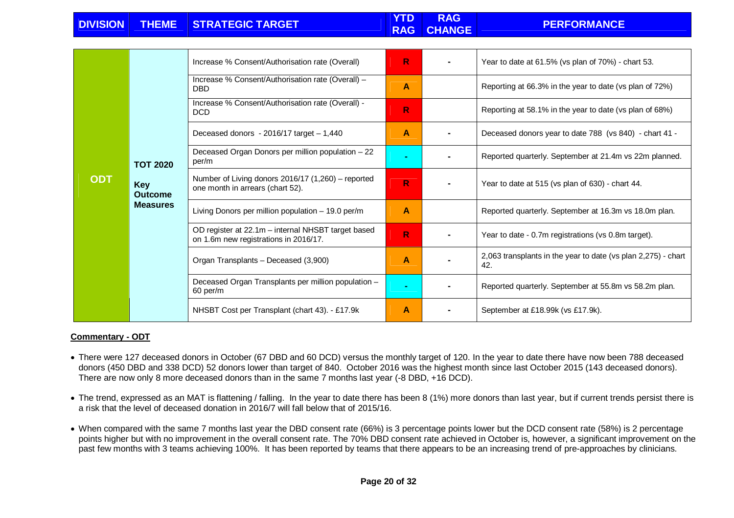| DIVISION | THEME | STRATEGIC TARGET | YTD RAG | RAG CHANGE | PERFORMANCE |
|---|---|---|---|---|---|
| ODT | TOT 2020 Key Outcome Measures | Increase % Consent/Authorisation rate (Overall) | R | - | Year to date at 61.5% (vs plan of 70%) - chart 53. |
| | | Increase % Consent/Authorisation rate (Overall) – DBD | A | | Reporting at 66.3% in the year to date (vs plan of 72%) |
| | | Increase % Consent/Authorisation rate (Overall) - DCD | R | | Reporting at 58.1% in the year to date (vs plan of 68%) |
| | | Deceased donors - 2016/17 target – 1,440 | A | - | Deceased donors year to date 788 (vs 840) - chart 41 - |
| | | Deceased Organ Donors per million population – 22 per/m | - | - | Reported quarterly. September at 21.4m vs 22m planned. |
| | | Number of Living donors 2016/17 (1,260) – reported one month in arrears (chart 52). | R | - | Year to date at 515 (vs plan of 630) - chart 44. |
| | | Living Donors per million population – 19.0 per/m | A | | Reported quarterly. September at 16.3m vs 18.0m plan. |
| | | OD register at 22.1m – internal NHSBT target based on 1.6m new registrations in 2016/17. | R | - | Year to date - 0.7m registrations (vs 0.8m target). |
| | | Organ Transplants – Deceased (3,900) | A | - | 2,063 transplants in the year to date (vs plan 2,275) - chart 42. |
| | | Deceased Organ Transplants per million population – 60 per/m | - | - | Reported quarterly. September at 55.8m vs 58.2m plan. |
| | | NHSBT Cost per Transplant (chart 43). - £17.9k | A | - | September at £18.99k (vs £17.9k). |

**Commentary - ODT**

- There were 127 deceased donors in October (67 DBD and 60 DCD) versus the monthly target of 120. In the year to date there have now been 788 deceased donors (450 DBD and 338 DCD) 52 donors lower than target of 840. October 2016 was the highest month since last October 2015 (143 deceased donors). There are now only 8 more deceased donors than in the same 7 months last year (-8 DBD, +16 DCD).

- The trend, expressed as an MAT is flattening / falling. In the year to date there has been 8 (1%) more donors than last year, but if current trends persist there is a risk that the level of deceased donation in 2016/7 will fall below that of 2015/16.

- When compared with the same 7 months last year the DBD consent rate (66%) is 3 percentage points lower but the DCD consent rate (58%) is 2 percentage points higher but with no improvement in the overall consent rate. The 70% DBD consent rate achieved in October is, however, a significant improvement on the past few months with 3 teams achieving 100%. It has been reported by teams that there appears to be an increasing trend of pre-approaches by clinicians.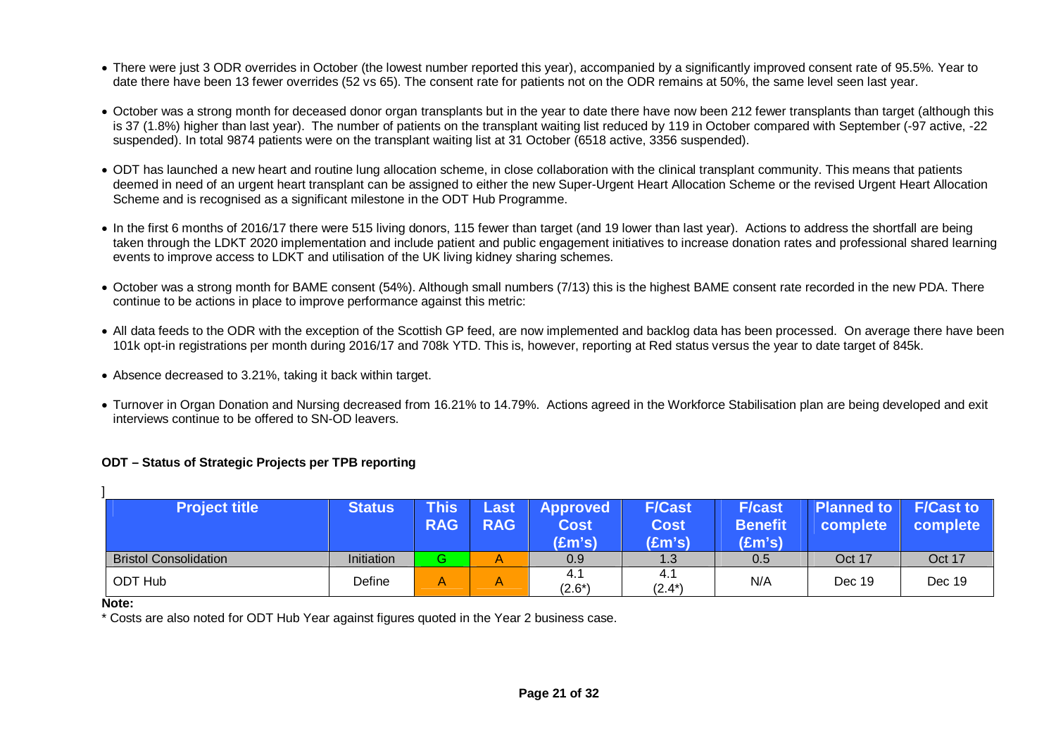- There were just 3 ODR overrides in October (the lowest number reported this year), accompanied by a significantly improved consent rate of 95.5%. Year to date there have been 13 fewer overrides (52 vs 65). The consent rate for patients not on the ODR remains at 50%, the same level seen last year.

- October was a strong month for deceased donor organ transplants but in the year to date there have now been 212 fewer transplants than target (although this is 37 (1.8%) higher than last year). The number of patients on the transplant waiting list reduced by 119 in October compared with September (-97 active, -22 suspended). In total 9874 patients were on the transplant waiting list at 31 October (6518 active, 3356 suspended).

- ODT has launched a new heart and routine lung allocation scheme, in close collaboration with the clinical transplant community. This means that patients deemed in need of an urgent heart transplant can be assigned to either the new Super-Urgent Heart Allocation Scheme or the revised Urgent Heart Allocation Scheme and is recognised as a significant milestone in the ODT Hub Programme.

- In the first 6 months of 2016/17 there were 515 living donors, 115 fewer than target (and 19 lower than last year). Actions to address the shortfall are being taken through the LDKT 2020 implementation and include patient and public engagement initiatives to increase donation rates and professional shared learning events to improve access to LDKT and utilisation of the UK living kidney sharing schemes.

- October was a strong month for BAME consent (54%). Although small numbers (7/13) this is the highest BAME consent rate recorded in the new PDA. There continue to be actions in place to improve performance against this metric:

- All data feeds to the ODR with the exception of the Scottish GP feed, are now implemented and backlog data has been processed. On average there have been 101k opt-in registrations per month during 2016/17 and 708k YTD. This is, however, reporting at Red status versus the year to date target of 845k.

- Absence decreased to 3.21%, taking it back within target.

- Turnover in Organ Donation and Nursing decreased from 16.21% to 14.79%. Actions agreed in the Workforce Stabilisation plan are being developed and exit interviews continue to be offered to SN-OD leavers.

**ODT – Status of Strategic Projects per TPB reporting**

]

| Project title | Status | This RAG | Last RAG | Approved Cost (£m's) | F/Cast Cost (£m's) | F/cast Benefit (£m's) | Planned to complete | F/Cast to complete |
|---|---|---|---|---|---|---|---|---|
| Bristol Consolidation | Initiation | G | A | 0.9 | 1.3 | 0.5 | Oct 17 | Oct 17 |
| ODT Hub | Define | A | A | 4.1 (2.6*) | 4.1 (2.4*) | N/A | Dec 19 | Dec 19 |

**Note:**

* Costs are also noted for ODT Hub Year against figures quoted in the Year 2 business case.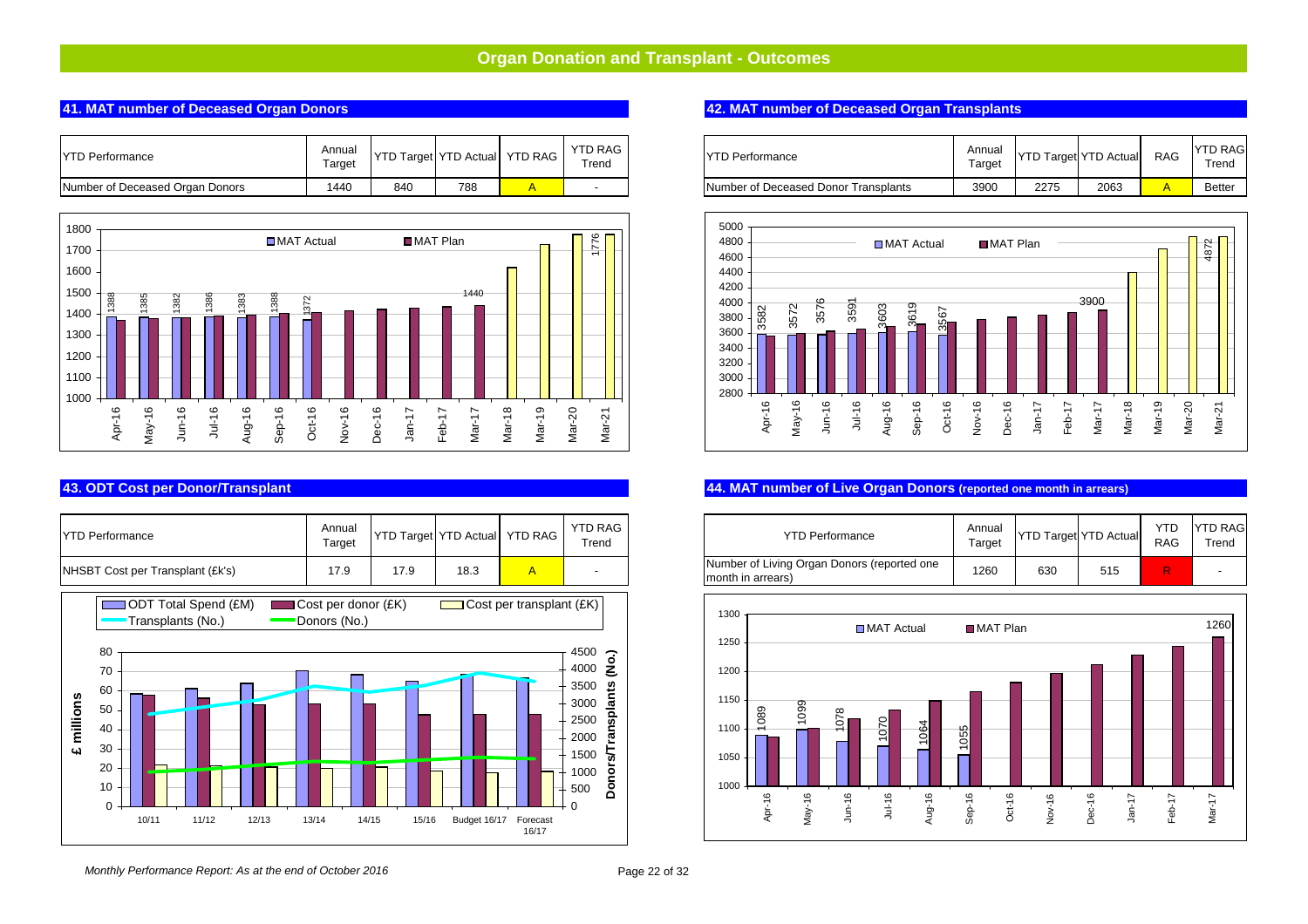# Organ Donation and Transplant - Outcomes

## 41. MAT number of Deceased Organ Donors

| YTD Performance | Annual Target | YTD Target | YTD Actual | YTD RAG | YTD RAG Trend |
|---|---|---|---|---|---|
| Number of Deceased Organ Donors | 1440 | 840 | 788 | A | - |

MAT Actual
MAT Plan

1800
1700
1600
1500
1400
1300
1200
1100
1000

1388 1385 1382 1386 1383 1388 1372 1440 1776

Apr-16 May-16 Jun-16 Jul-16 Aug-16 Sep-16 Oct-16 Nov-16 Dec-16 Jan-17 Feb-17 Mar-17 Mar-18 Mar-19 Mar-20 Mar-21

## 42. MAT number of Deceased Organ Transplants

| YTD Performance | Annual Target | YTD Target | YTD Actual | RAG | YTD RAG Trend |
|---|---|---|---|---|---|
| Number of Deceased Donor Transplants | 3900 | 2275 | 2063 | A | Better |

MAT Actual
MAT Plan

5000
4800
4600
4400
4200
4000
3800
3600
3400
3200
3000
2800

3582 3572 3576 3591 3603 3619 3567 3900 4872

Apr-16 May-16 Jun-16 Jul-16 Aug-16 Sep-16 Oct-16 Nov-16 Dec-16 Jan-17 Feb-17 Mar-17 Mar-18 Mar-19 Mar-20 Mar-21

## 43. ODT Cost per Donor/Transplant

| YTD Performance | Annual Target | YTD Target | YTD Actual | YTD RAG | YTD RAG Trend |
|---|---|---|---|---|---|
| NHSBT Cost per Transplant (£k's) | 17.9 | 17.9 | 18.3 | A | - |

ODT Total Spend (£M)
Cost per donor (£K)
Cost per transplant (£K)
Transplants (No.)
Donors (No.)

£ millions

80
70
60
50
40
30
20
10
0

Donors/Transplants (No.)

4500
4000
3500
3000
2500
2000
1500
1000
500
0

10/11 11/12 12/13 13/14 14/15 15/16 Budget 16/17 Forecast 16/17

## 44. MAT number of Live Organ Donors (reported one month in arrears)

| YTD Performance | Annual Target | YTD Target | YTD Actual | YTD RAG | YTD RAG Trend |
|---|---|---|---|---|---|
| Number of Living Organ Donors (reported one month in arrears) | 1260 | 630 | 515 | R | - |

MAT Actual
MAT Plan

1300
1250
1200
1150
1100
1050
1000

1089 1099 1078 1070 1064 1055 1260

Apr-16 May-16 Jun-16 Jul-16 Aug-16 Sep-16 Oct-16 Nov-16 Dec-16 Jan-17 Feb-17 Mar-17

*Monthly Performance Report: As at the end of October 2016*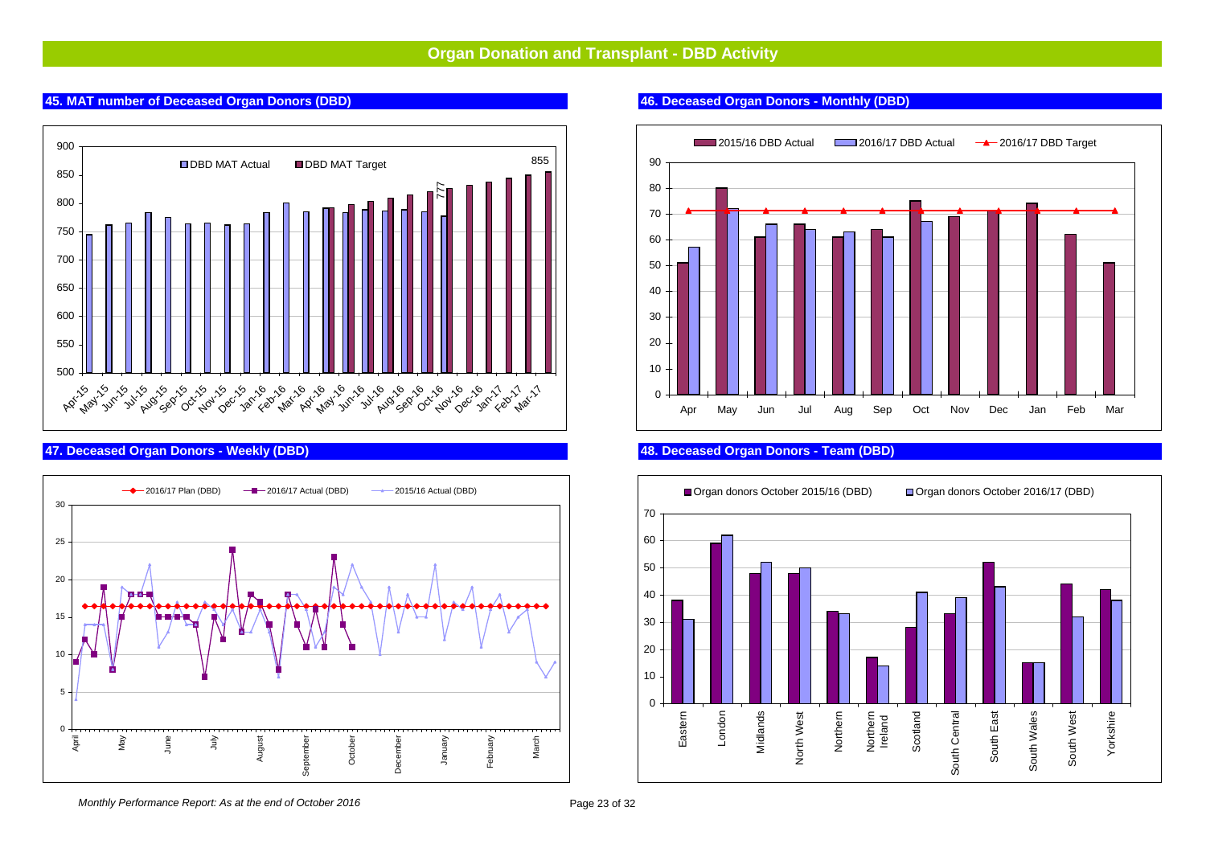# Organ Donation and Transplant - DBD Activity

## 45. MAT number of Deceased Organ Donors (DBD)

DBD MAT Actual
DBD MAT Target

900
850
800
750
700
650
600
550
500

855
777

Apr-15, May-15, Jun-15, Jul-15, Aug-15, Sep-15, Oct-15, Nov-15, Dec-15, Jan-16, Feb-16, Mar-16, Apr-16, May-16, Jun-16, Jul-16, Aug-16, Sep-16, Oct-16, Nov-16, Dec-16, Jan-17, Feb-17, Mar-17

## 46. Deceased Organ Donors - Monthly (DBD)

2015/16 DBD Actual
2016/17 DBD Actual
2016/17 DBD Target

90
80
70
60
50
40
30
20
10
0

Apr, May, Jun, Jul, Aug, Sep, Oct, Nov, Dec, Jan, Feb, Mar

## 47. Deceased Organ Donors - Weekly (DBD)

2016/17 Plan (DBD)
2016/17 Actual (DBD)
2015/16 Actual (DBD)

30
25
20
15
10
5
0

April, May, June, July, August, September, October, December, January, February, March

## 48. Deceased Organ Donors - Team (DBD)

Organ donors October 2015/16 (DBD)
Organ donors October 2016/17 (DBD)

70
60
50
40
30
20
10
0

Eastern, London, Midlands, North West, Northern, Northern Ireland, Scotland, South Central, South East, South Wales, South West, Yorkshire

*Monthly Performance Report: As at the end of October 2016*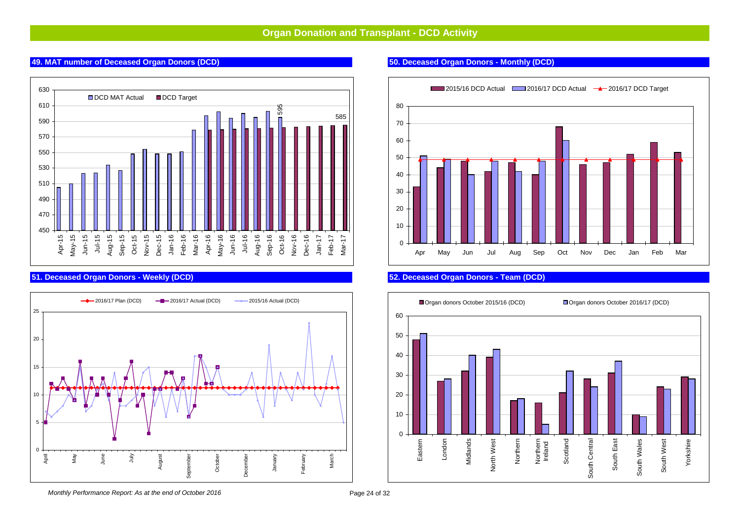# Organ Donation and Transplant - DCD Activity

## 49. MAT number of Deceased Organ Donors (DCD)

DCD MAT Actual
DCD Target

630
610
590
570
550
530
510
490
470
450

595
585

Apr-15 May-15 Jun-15 Jul-15 Aug-15 Sep-15 Oct-15 Nov-15 Dec-15 Jan-16 Feb-16 Mar-16 Apr-16 May-16 Jun-16 Jul-16 Aug-16 Sep-16 Oct-16 Nov-16 Dec-16 Jan-17 Feb-17 Mar-17

## 50. Deceased Organ Donors - Monthly (DCD)

2015/16 DCD Actual
2016/17 DCD Actual
2016/17 DCD Target

80
70
60
50
40
30
20
10
0

Apr May Jun Jul Aug Sep Oct Nov Dec Jan Feb Mar

## 51. Deceased Organ Donors - Weekly (DCD)

2016/17 Plan (DCD)
2016/17 Actual (DCD)
2015/16 Actual (DCD)

25
20
15
10
5
0

April May June July August September October December January February March

## 52. Deceased Organ Donors - Team (DCD)

Organ donors October 2015/16 (DCD)
Organ donors October 2016/17 (DCD)

60
50
40
30
20
10
0

Eastern London Midlands North West Northern Northern Ireland Scotland South Central South East South Wales South West Yorkshire

*Monthly Performance Report: As at the end of October 2016*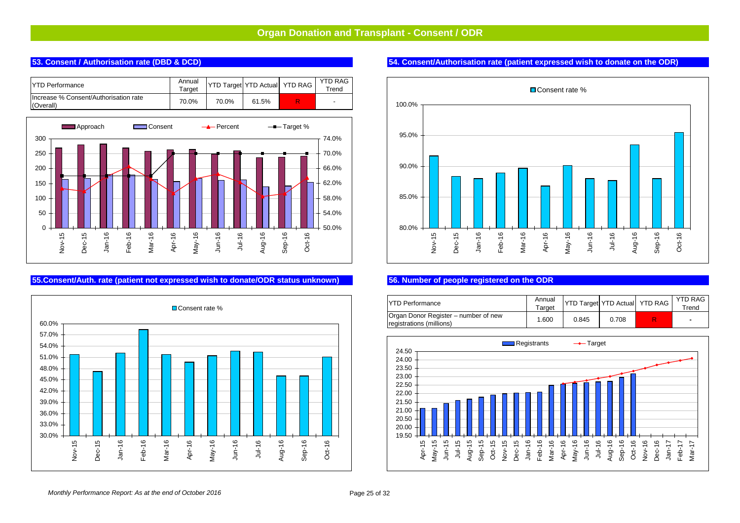# Organ Donation and Transplant - Consent / ODR

## 53. Consent / Authorisation rate (DBD & DCD)

| YTD Performance | Annual Target | YTD Target | YTD Actual | YTD RAG | YTD RAG Trend |
|---|---|---|---|---|---|
| Increase % Consent/Authorisation rate (Overall) | 70.0% | 70.0% | 61.5% | R | - |

## 54. Consent/Authorisation rate (patient expressed wish to donate on the ODR)

## 55.Consent/Auth. rate (patient not expressed wish to donate/ODR status unknown)

## 56. Number of people registered on the ODR

| YTD Performance | Annual Target | YTD Target | YTD Actual | YTD RAG | YTD RAG Trend |
|---|---|---|---|---|---|
| Organ Donor Register – number of new registrations (millions) | 1.600 | 0.845 | 0.708 | R | - |

*Monthly Performance Report: As at the end of October 2016*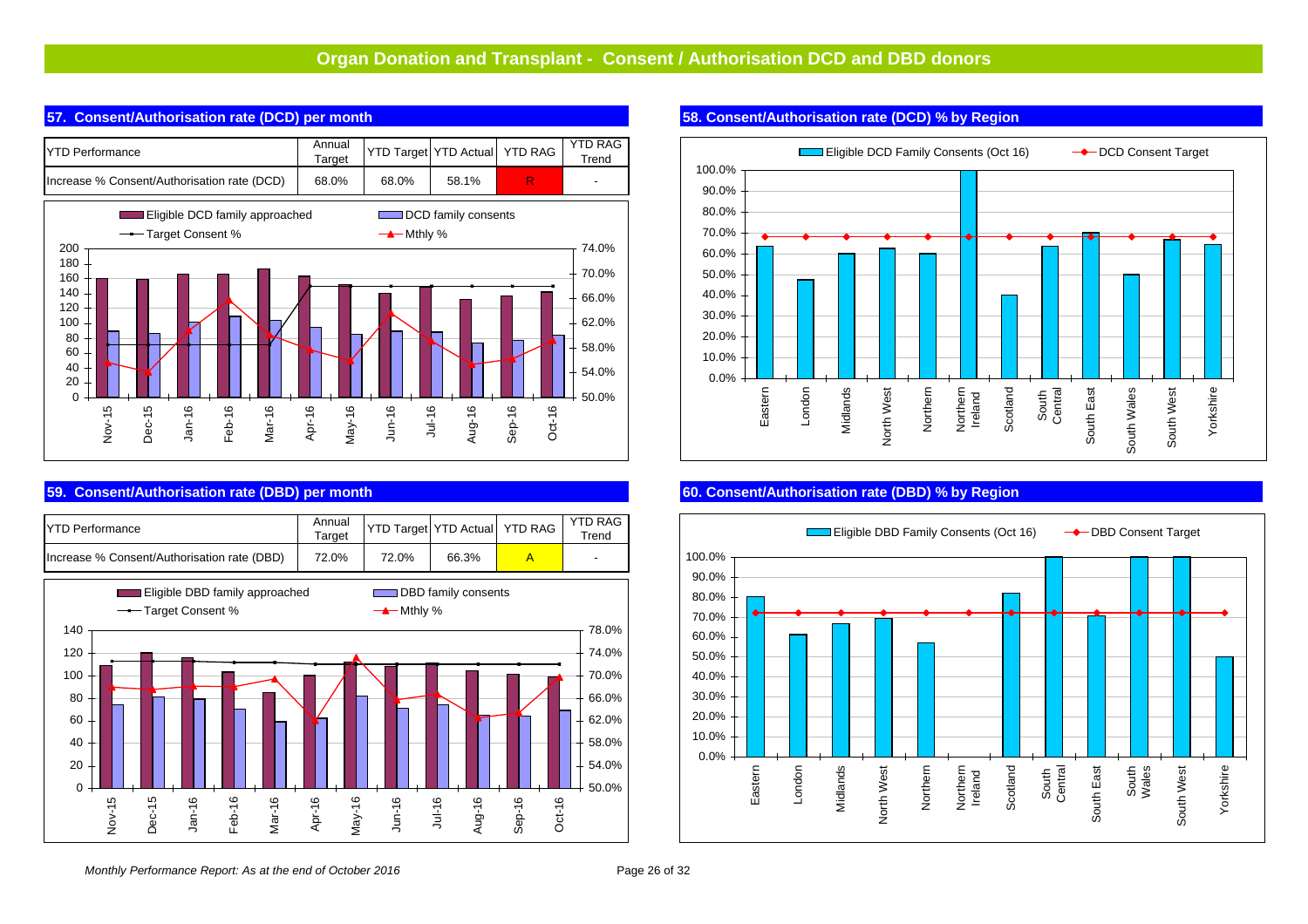# Organ Donation and Transplant - Consent / Authorisation DCD and DBD donors

## 57. Consent/Authorisation rate (DCD) per month

| YTD Performance | Annual Target | YTD Target | YTD Actual | YTD RAG | YTD RAG Trend |
|---|---|---|---|---|---|
| Increase % Consent/Authorisation rate (DCD) | 68.0% | 68.0% | 58.1% | R | - |

Eligible DCD family approached
DCD family consents
Target Consent %
Mthly %

200
180
160
140
120
100
80
60
40
20
0

74.0%
70.0%
66.0%
62.0%
58.0%
54.0%
50.0%

Nov-15 Dec-15 Jan-16 Feb-16 Mar-16 Apr-16 May-16 Jun-16 Jul-16 Aug-16 Sep-16 Oct-16

## 58. Consent/Authorisation rate (DCD) % by Region

Eligible DCD Family Consents (Oct 16)
DCD Consent Target

100.0%
90.0%
80.0%
70.0%
60.0%
50.0%
40.0%
30.0%
20.0%
10.0%
0.0%

Eastern London Midlands North West Northern Northern Ireland Scotland South Central South East South Wales South West Yorkshire

## 59. Consent/Authorisation rate (DBD) per month

| YTD Performance | Annual Target | YTD Target | YTD Actual | YTD RAG | YTD RAG Trend |
|---|---|---|---|---|---|
| Increase % Consent/Authorisation rate (DBD) | 72.0% | 72.0% | 66.3% | A | - |

Eligible DBD family approached
DBD family consents
Target Consent %
Mthly %

140
120
100
80
60
40
20
0

78.0%
74.0%
70.0%
66.0%
62.0%
58.0%
54.0%
50.0%

Nov-15 Dec-15 Jan-16 Feb-16 Mar-16 Apr-16 May-16 Jun-16 Jul-16 Aug-16 Sep-16 Oct-16

## 60. Consent/Authorisation rate (DBD) % by Region

Eligible DBD Family Consents (Oct 16)
DBD Consent Target

100.0%
90.0%
80.0%
70.0%
60.0%
50.0%
40.0%
30.0%
20.0%
10.0%
0.0%

Eastern London Midlands North West Northern Northern Ireland Scotland South Central South East South Wales South West Yorkshire

*Monthly Performance Report: As at the end of October 2016*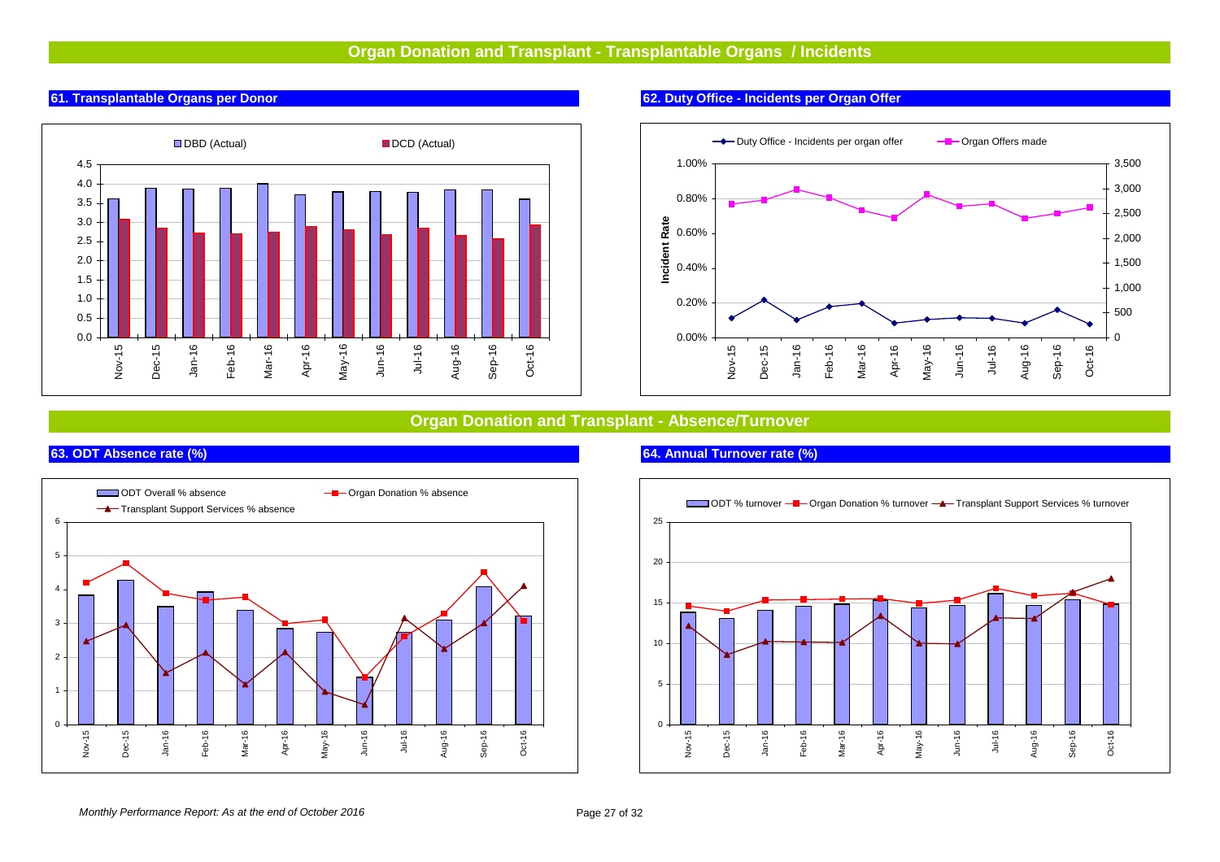# Organ Donation and Transplant - Transplantable Organs / Incidents

## 61. Transplantable Organs per Donor

DBD (Actual)
DCD (Actual)

4.5
4.0
3.5
3.0
2.5
2.0
1.5
1.0
0.5
0.0

Nov-15 Dec-15 Jan-16 Feb-16 Mar-16 Apr-16 May-16 Jun-16 Jul-16 Aug-16 Sep-16 Oct-16

## 62. Duty Office - Incidents per Organ Offer

Duty Office - Incidents per organ offer
Organ Offers made

Incident Rate

1.00%
0.80%
0.60%
0.40%
0.20%
0.00%

3,500
3,000
2,500
2,000
1,500
1,000
500
0

Nov-15 Dec-15 Jan-16 Feb-16 Mar-16 Apr-16 May-16 Jun-16 Jul-16 Aug-16 Sep-16 Oct-16

# Organ Donation and Transplant - Absence/Turnover

## 63. ODT Absence rate (%)

ODT Overall % absence
Organ Donation % absence
Transplant Support Services % absence

6
5
4
3
2
1
0

Nov-15 Dec-15 Jan-16 Feb-16 Mar-16 Apr-16 May-16 Jun-16 Jul-16 Aug-16 Sep-16 Oct-16

## 64. Annual Turnover rate (%)

ODT % turnover
Organ Donation % turnover
Transplant Support Services % turnover

25
20
15
10
5
0

Nov-15 Dec-15 Jan-16 Feb-16 Mar-16 Apr-16 May-16 Jun-16 Jul-16 Aug-16 Sep-16 Oct-16

*Monthly Performance Report: As at the end of October 2016*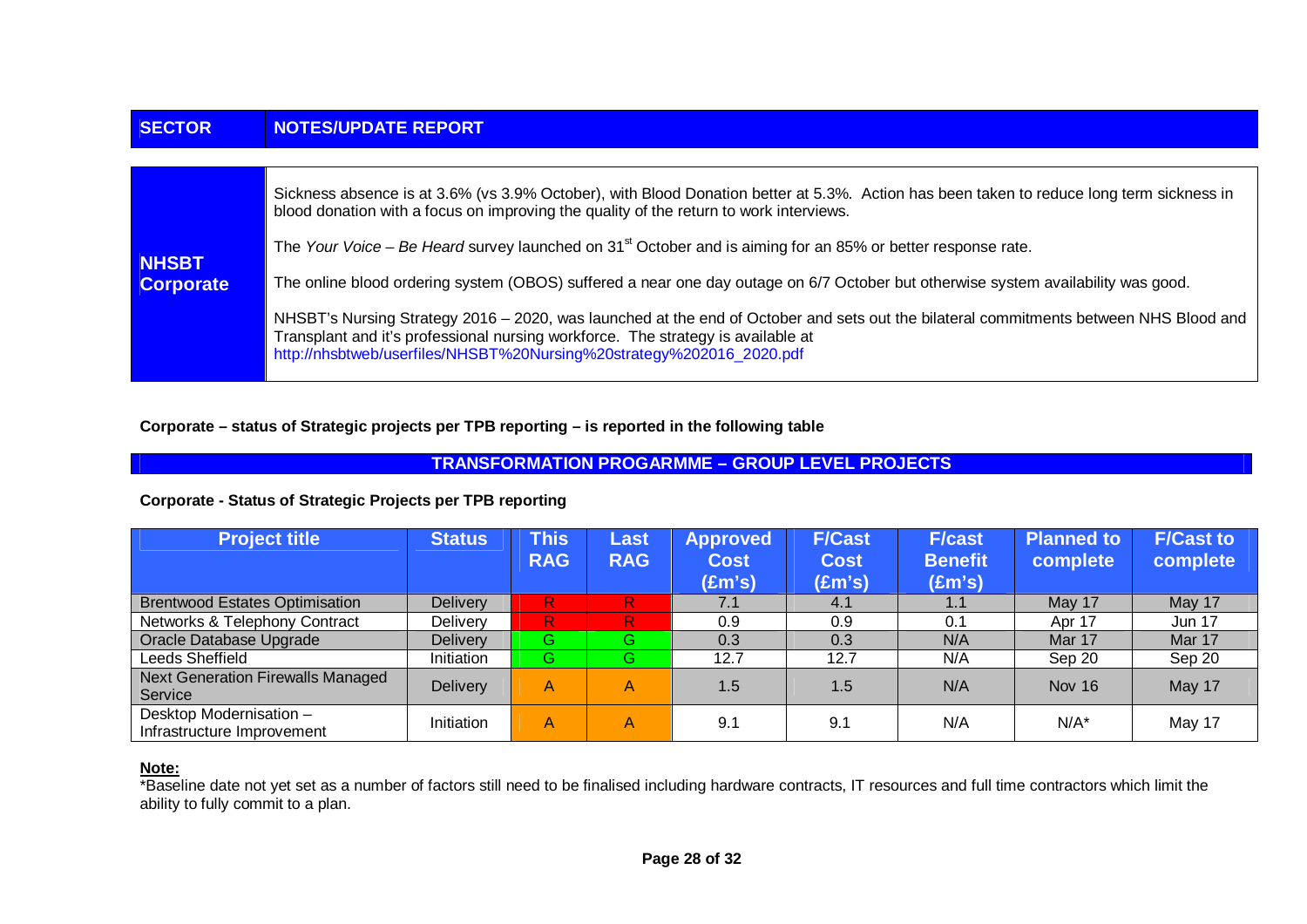| SECTOR | NOTES/UPDATE REPORT |
|---|---|
| **NHSBT Corporate** | Sickness absence is at 3.6% (vs 3.9% October), with Blood Donation better at 5.3%. Action has been taken to reduce long term sickness in blood donation with a focus on improving the quality of the return to work interviews.<br><br>The *Your Voice – Be Heard* survey launched on 31st October and is aiming for an 85% or better response rate.<br><br>The online blood ordering system (OBOS) suffered a near one day outage on 6/7 October but otherwise system availability was good.<br><br>NHSBT's Nursing Strategy 2016 – 2020, was launched at the end of October and sets out the bilateral commitments between NHS Blood and Transplant and it's professional nursing workforce. The strategy is available at http://nhsbtweb/userfiles/NHSBT%20Nursing%20strategy%202016_2020.pdf |

**Corporate – status of Strategic projects per TPB reporting – is reported in the following table**

## TRANSFORMATION PROGARMME – GROUP LEVEL PROJECTS

**Corporate - Status of Strategic Projects per TPB reporting**

| Project title | Status | This RAG | Last RAG | Approved Cost (£m's) | F/Cast Cost (£m's) | F/cast Benefit (£m's) | Planned to complete | F/Cast to complete |
|---|---|---|---|---|---|---|---|---|
| Brentwood Estates Optimisation | Delivery | R | R | 7.1 | 4.1 | 1.1 | May 17 | May 17 |
| Networks & Telephony Contract | Delivery | R | R | 0.9 | 0.9 | 0.1 | Apr 17 | Jun 17 |
| Oracle Database Upgrade | Delivery | G | G | 0.3 | 0.3 | N/A | Mar 17 | Mar 17 |
| Leeds Sheffield | Initiation | G | G | 12.7 | 12.7 | N/A | Sep 20 | Sep 20 |
| Next Generation Firewalls Managed Service | Delivery | A | A | 1.5 | 1.5 | N/A | Nov 16 | May 17 |
| Desktop Modernisation – Infrastructure Improvement | Initiation | A | A | 9.1 | 9.1 | N/A | N/A* | May 17 |

**Note:**
*Baseline date not yet set as a number of factors still need to be finalised including hardware contracts, IT resources and full time contractors which limit the ability to fully commit to a plan.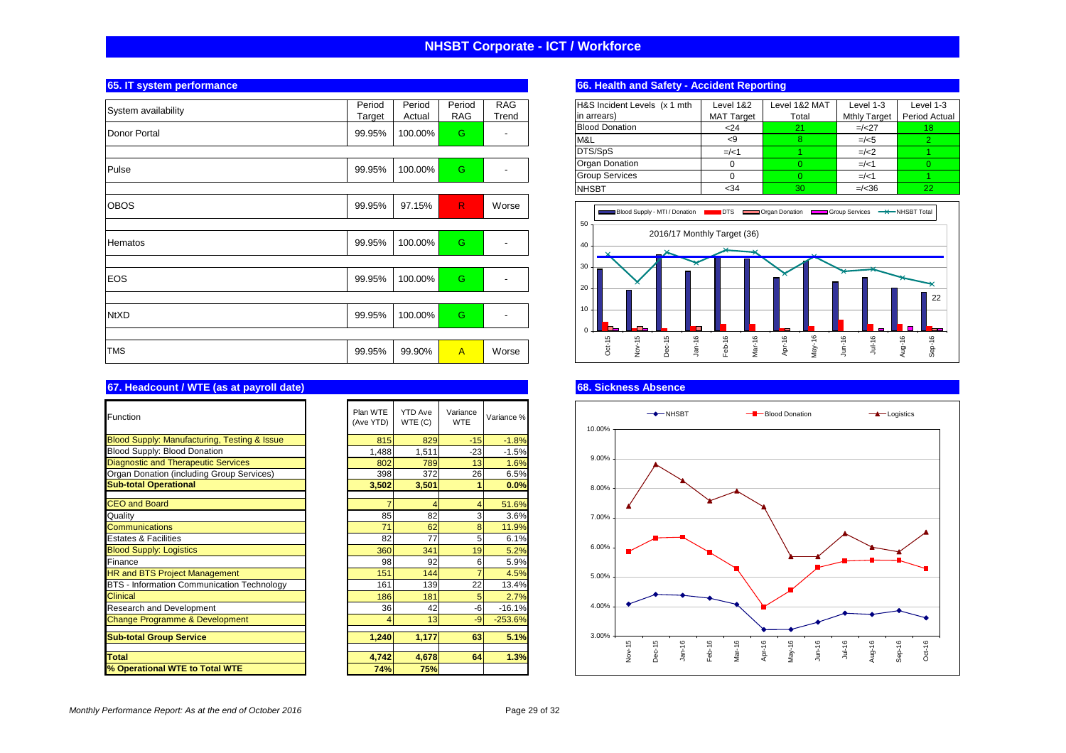# NHSBT Corporate - ICT / Workforce

## 65. IT system performance

| System availability | Period Target | Period Actual | Period RAG | RAG Trend |
|---|---|---|---|---|
| Donor Portal | 99.95% | 100.00% | G | - |
| Pulse | 99.95% | 100.00% | G | - |
| OBOS | 99.95% | 97.15% | R | Worse |
| Hematos | 99.95% | 100.00% | G | - |
| EOS | 99.95% | 100.00% | G | - |
| NtXD | 99.95% | 100.00% | G | - |
| TMS | 99.95% | 99.90% | A | Worse |

## 66. Health and Safety - Accident Reporting

| H&S Incident Levels (x 1 mth in arrears) | Level 1&2 MAT Target | Level 1&2 MAT Total | Level 1-3 Mthly Target | Level 1-3 Period Actual |
|---|---|---|---|---|
| Blood Donation | <24 | 21 | =/<27 | 18 |
| M&L | <9 | 8 | =/<5 | 2 |
| DTS/SpS | =/<1 | 1 | =/<2 | 1 |
| Organ Donation | 0 | 0 | =/<1 | 0 |
| Group Services | 0 | 0 | =/<1 | 1 |
| NHSBT | <34 | 30 | =/<36 | 22 |

## 67. Headcount / WTE (as at payroll date)

| Function | Plan WTE (Ave YTD) | YTD Ave WTE (C) | Variance WTE | Variance % |
|---|---|---|---|---|
| Blood Supply: Manufacturing, Testing & Issue | 815 | 829 | -15 | -1.8% |
| Blood Supply: Blood Donation | 1,488 | 1,511 | -23 | -1.5% |
| Diagnostic and Therapeutic Services | 802 | 789 | 13 | 1.6% |
| Organ Donation (including Group Services) | 398 | 372 | 26 | 6.5% |
| **Sub-total Operational** | **3,502** | **3,501** | **1** | **0.0%** |
| CEO and Board | 7 | 4 | 4 | 51.6% |
| Quality | 85 | 82 | 3 | 3.6% |
| Communications | 71 | 62 | 8 | 11.9% |
| Estates & Facilities | 82 | 77 | 5 | 6.1% |
| Blood Supply: Logistics | 360 | 341 | 19 | 5.2% |
| Finance | 98 | 92 | 6 | 5.9% |
| HR and BTS Project Management | 151 | 144 | 7 | 4.5% |
| BTS - Information Communication Technology | 161 | 139 | 22 | 13.4% |
| Clinical | 186 | 181 | 5 | 2.7% |
| Research and Development | 36 | 42 | -6 | -16.1% |
| Change Programme & Development | 4 | 13 | -9 | -253.6% |
| **Sub-total Group Service** | **1,240** | **1,177** | **63** | **5.1%** |
| **Total** | **4,742** | **4,678** | **64** | **1.3%** |
| **% Operational WTE to Total WTE** | **74%** | **75%** | | |

## 68. Sickness Absence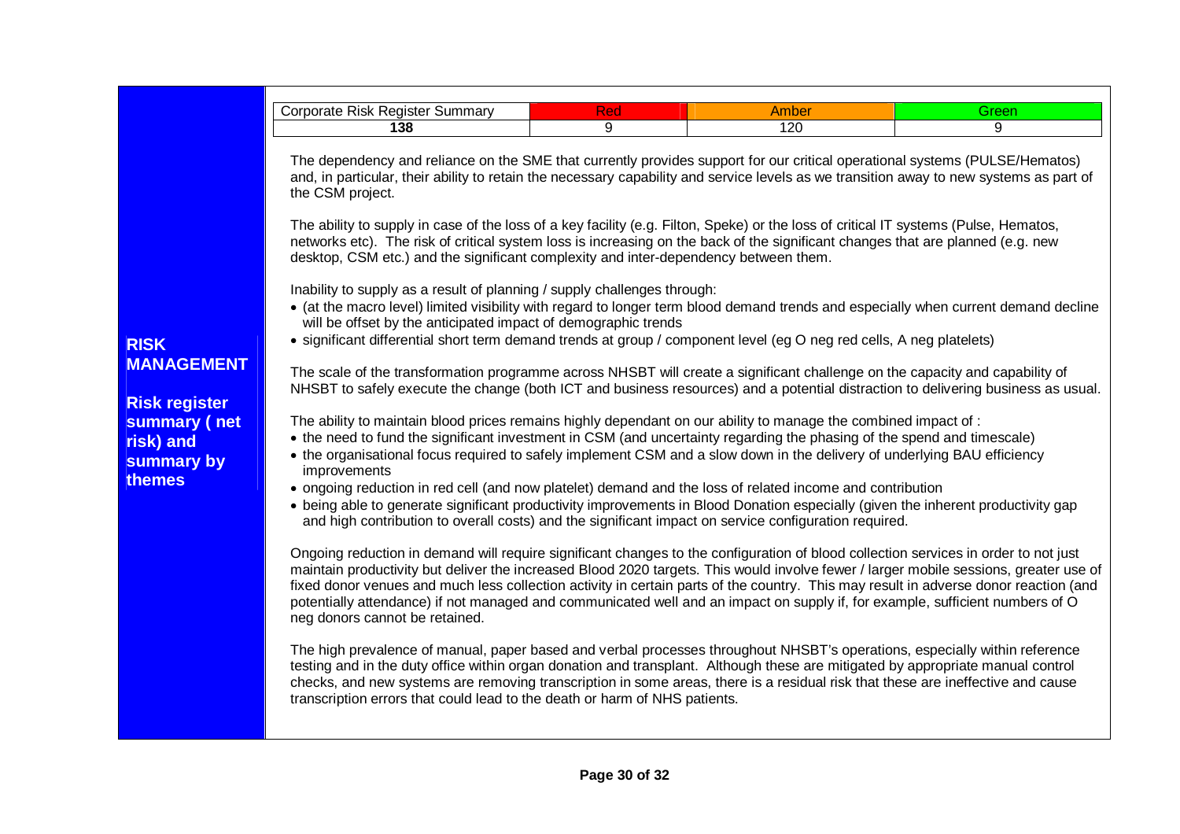## RISK MANAGEMENT

### Risk register summary ( net risk) and summary by themes

| Corporate Risk Register Summary | Red | Amber | Green |
|---|---|---|---|
| **138** | 9 | 120 | 9 |

The dependency and reliance on the SME that currently provides support for our critical operational systems (PULSE/Hematos) and, in particular, their ability to retain the necessary capability and service levels as we transition away to new systems as part of the CSM project.

The ability to supply in case of the loss of a key facility (e.g. Filton, Speke) or the loss of critical IT systems (Pulse, Hematos, networks etc). The risk of critical system loss is increasing on the back of the significant changes that are planned (e.g. new desktop, CSM etc.) and the significant complexity and inter-dependency between them.

Inability to supply as a result of planning / supply challenges through:

- (at the macro level) limited visibility with regard to longer term blood demand trends and especially when current demand decline will be offset by the anticipated impact of demographic trends
- significant differential short term demand trends at group / component level (eg O neg red cells, A neg platelets)

The scale of the transformation programme across NHSBT will create a significant challenge on the capacity and capability of NHSBT to safely execute the change (both ICT and business resources) and a potential distraction to delivering business as usual.

The ability to maintain blood prices remains highly dependant on our ability to manage the combined impact of :

- the need to fund the significant investment in CSM (and uncertainty regarding the phasing of the spend and timescale)
- the organisational focus required to safely implement CSM and a slow down in the delivery of underlying BAU efficiency improvements
- ongoing reduction in red cell (and now platelet) demand and the loss of related income and contribution
- being able to generate significant productivity improvements in Blood Donation especially (given the inherent productivity gap and high contribution to overall costs) and the significant impact on service configuration required.

Ongoing reduction in demand will require significant changes to the configuration of blood collection services in order to not just maintain productivity but deliver the increased Blood 2020 targets. This would involve fewer / larger mobile sessions, greater use of fixed donor venues and much less collection activity in certain parts of the country. This may result in adverse donor reaction (and potentially attendance) if not managed and communicated well and an impact on supply if, for example, sufficient numbers of O neg donors cannot be retained.

The high prevalence of manual, paper based and verbal processes throughout NHSBT's operations, especially within reference testing and in the duty office within organ donation and transplant. Although these are mitigated by appropriate manual control checks, and new systems are removing transcription in some areas, there is a residual risk that these are ineffective and cause transcription errors that could lead to the death or harm of NHS patients.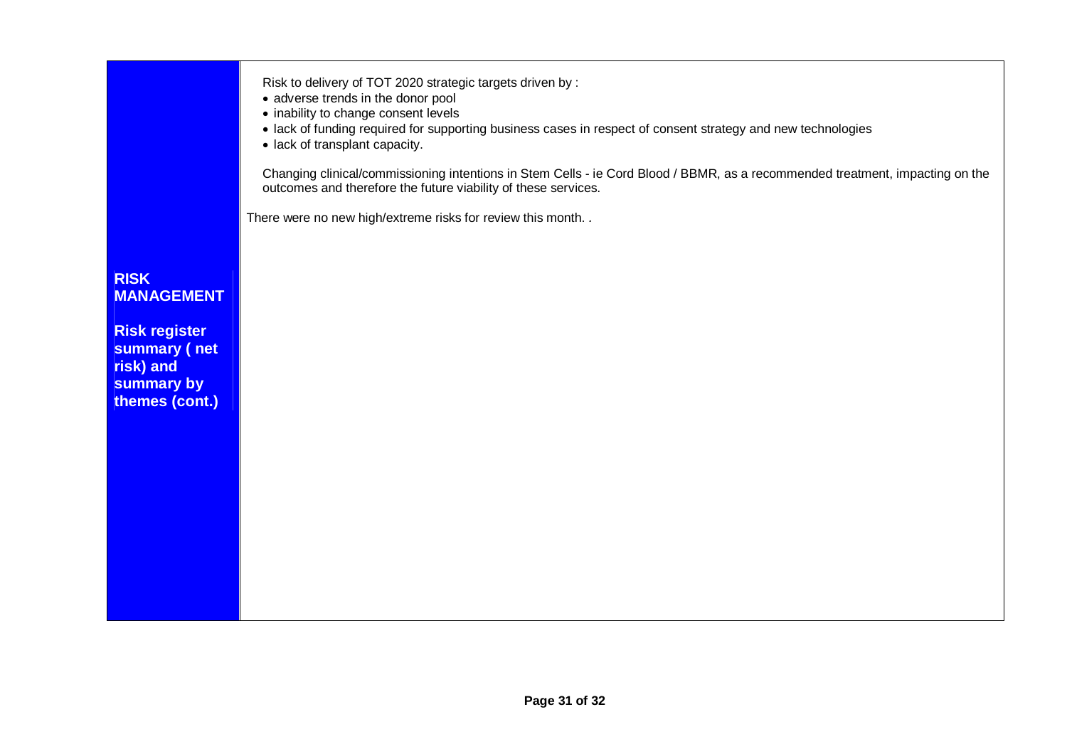## RISK MANAGEMENT

### Risk register summary ( net risk) and summary by themes (cont.)

Risk to delivery of TOT 2020 strategic targets driven by :

- adverse trends in the donor pool
- inability to change consent levels
- lack of funding required for supporting business cases in respect of consent strategy and new technologies
- lack of transplant capacity.

Changing clinical/commissioning intentions in Stem Cells - ie Cord Blood / BBMR, as a recommended treatment, impacting on the outcomes and therefore the future viability of these services.

There were no new high/extreme risks for review this month. .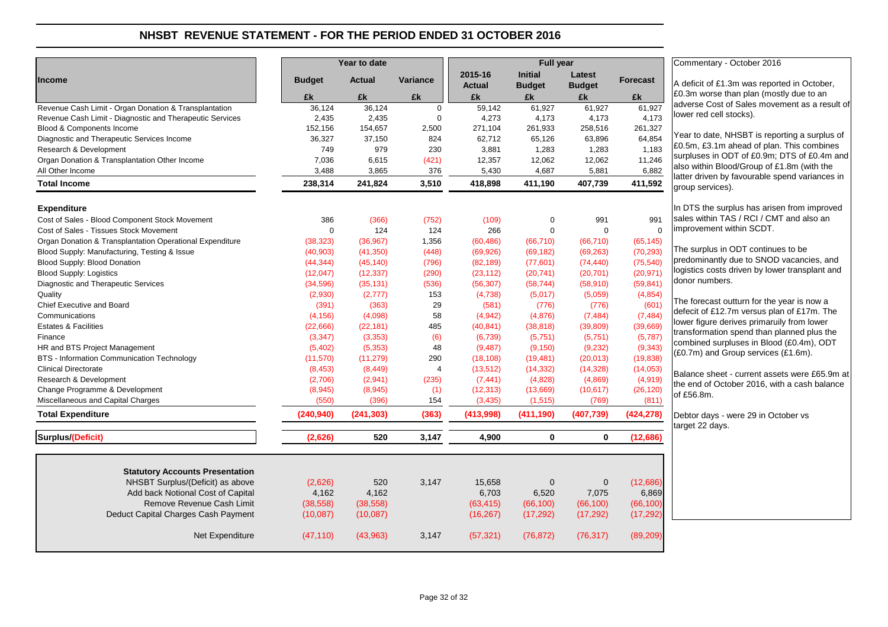# NHSBT REVENUE STATEMENT - FOR THE PERIOD ENDED 31 OCTOBER 2016

| Income | Year to date Budget | Year to date Actual | Year to date Variance | Full year 2015-16 Actual | Full year Initial Budget | Full year Latest Budget | Full year Forecast |
|---|---|---|---|---|---|---|---|
| | £k | £k | £k | £k | £k | £k | £k |
| Revenue Cash Limit - Organ Donation & Transplantation | 36,124 | 36,124 | 0 | 59,142 | 61,927 | 61,927 | 61,927 |
| Revenue Cash Limit - Diagnostic and Therapeutic Services | 2,435 | 2,435 | 0 | 4,273 | 4,173 | 4,173 | 4,173 |
| Blood & Components Income | 152,156 | 154,657 | 2,500 | 271,104 | 261,933 | 258,516 | 261,327 |
| Diagnostic and Therapeutic Services Income | 36,327 | 37,150 | 824 | 62,712 | 65,126 | 63,896 | 64,854 |
| Research & Development | 749 | 979 | 230 | 3,881 | 1,283 | 1,283 | 1,183 |
| Organ Donation & Transplantation Other Income | 7,036 | 6,615 | (421) | 12,357 | 12,062 | 12,062 | 11,246 |
| All Other Income | 3,488 | 3,865 | 376 | 5,430 | 4,687 | 5,881 | 6,882 |
| **Total Income** | **238,314** | **241,824** | **3,510** | **418,898** | **411,190** | **407,739** | **411,592** |
| **Expenditure** | | | | | | | |
| Cost of Sales - Blood Component Stock Movement | 386 | (366) | (752) | (109) | 0 | 991 | 991 |
| Cost of Sales - Tissues Stock Movement | 0 | 124 | 124 | 266 | 0 | 0 | 0 |
| Organ Donation & Transplantation Operational Expenditure | (38,323) | (36,967) | 1,356 | (60,486) | (66,710) | (66,710) | (65,145) |
| Blood Supply: Manufacturing, Testing & Issue | (40,903) | (41,350) | (448) | (69,926) | (69,182) | (69,263) | (70,293) |
| Blood Supply: Blood Donation | (44,344) | (45,140) | (796) | (82,189) | (77,601) | (74,440) | (75,540) |
| Blood Supply: Logistics | (12,047) | (12,337) | (290) | (23,112) | (20,741) | (20,701) | (20,971) |
| Diagnostic and Therapeutic Services | (34,596) | (35,131) | (536) | (56,307) | (58,744) | (58,910) | (59,841) |
| Quality | (2,930) | (2,777) | 153 | (4,738) | (5,017) | (5,059) | (4,854) |
| Chief Executive and Board | (391) | (363) | 29 | (581) | (776) | (776) | (601) |
| Communications | (4,156) | (4,098) | 58 | (4,942) | (4,876) | (7,484) | (7,484) |
| Estates & Facilities | (22,666) | (22,181) | 485 | (40,841) | (38,818) | (39,809) | (39,669) |
| Finance | (3,347) | (3,353) | (6) | (6,739) | (5,751) | (5,751) | (5,787) |
| HR and BTS Project Management | (5,402) | (5,353) | 48 | (9,487) | (9,150) | (9,232) | (9,343) |
| BTS - Information Communication Technology | (11,570) | (11,279) | 290 | (18,108) | (19,481) | (20,013) | (19,838) |
| Clinical Directorate | (8,453) | (8,449) | 4 | (13,512) | (14,332) | (14,328) | (14,053) |
| Research & Development | (2,706) | (2,941) | (235) | (7,441) | (4,828) | (4,869) | (4,919) |
| Change Programme & Development | (8,945) | (8,945) | (1) | (12,313) | (13,669) | (10,617) | (26,120) |
| Miscellaneous and Capital Charges | (550) | (396) | 154 | (3,435) | (1,515) | (769) | (811) |
| **Total Expenditure** | **(240,940)** | **(241,303)** | **(363)** | **(413,998)** | **(411,190)** | **(407,739)** | **(424,278)** |
| **Surplus/(Deficit)** | **(2,626)** | **520** | **3,147** | **4,900** | **0** | **0** | **(12,686)** |
| **Statutory Accounts Presentation** | | | | | | | |
| NHSBT Surplus/(Deficit) as above | (2,626) | 520 | 3,147 | 15,658 | 0 | 0 | (12,686) |
| Add back Notional Cost of Capital | 4,162 | 4,162 | | 6,703 | 6,520 | 7,075 | 6,869 |
| Remove Revenue Cash Limit | (38,558) | (38,558) | | (63,415) | (66,100) | (66,100) | (66,100) |
| Deduct Capital Charges Cash Payment | (10,087) | (10,087) | | (16,267) | (17,292) | (17,292) | (17,292) |
| Net Expenditure | (47,110) | (43,963) | 3,147 | (57,321) | (76,872) | (76,317) | (89,209) |

**Commentary - October 2016**

A deficit of £1.3m was reported in October, £0.3m worse than plan (mostly due to an adverse Cost of Sales movement as a result of lower red cell stocks).

Year to date, NHSBT is reporting a surplus of £0.5m, £3.1m ahead of plan. This combines surpluses in ODT of £0.9m; DTS of £0.4m and also within Blood/Group of £1.8m (with the latter driven by favourable spend variances in group services).

In DTS the surplus has arisen from improved sales within TAS / RCI / CMT and also an improvement within SCDT.

The surplus in ODT continues to be predominantly due to SNOD vacancies, and logistics costs driven by lower transplant and donor numbers.

The forecast outturn for the year is now a defecit of £12.7m versus plan of £17m. The lower figure derives primaruily from lower transformation spend than planned plus the combined surpluses in Blood (£0.4m), ODT (£0.7m) and Group services (£1.6m).

Balance sheet - current assets were £65.9m at the end of October 2016, with a cash balance of £56.8m.

Debtor days - were 29 in October vs target 22 days.